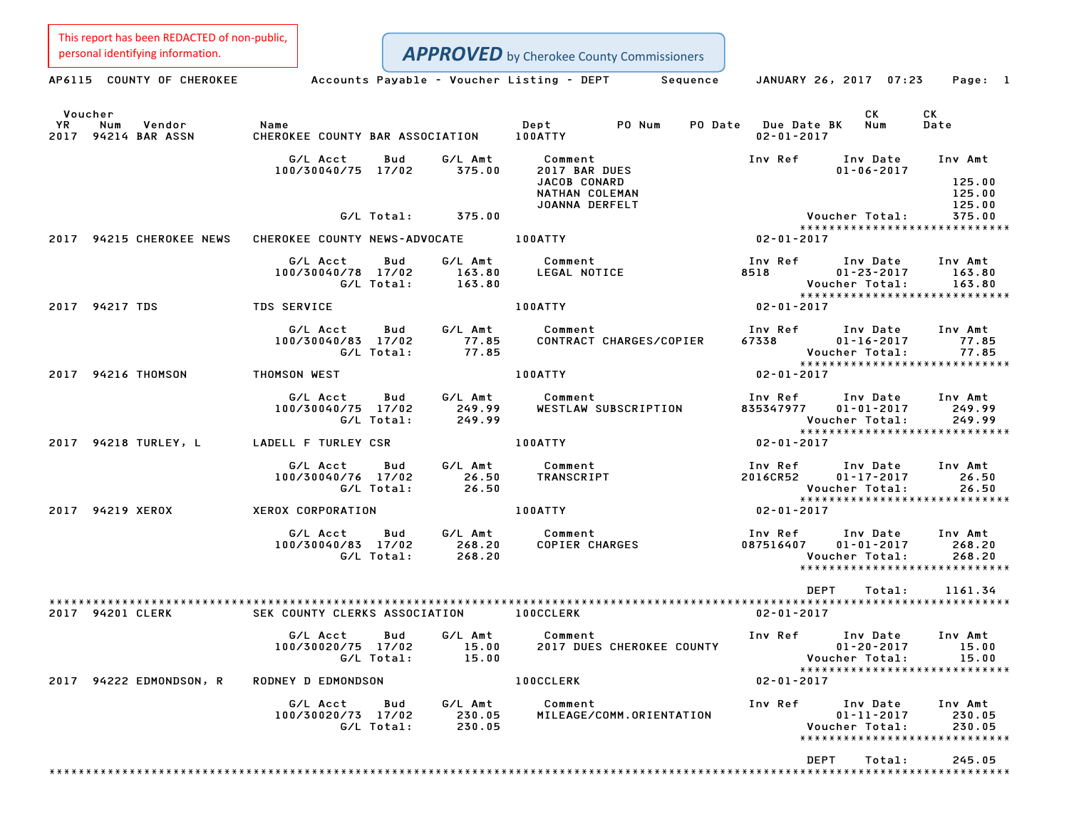This report has been REDACTED of non-public, personal identifying information.

**APPROVED** by Cherokee County Commissioners

AP6115 COUNTY OF CHEROKEE — Accounts Payable - Voucher Listing - DEPT Sequence — JANUARY 26, 2017 07:23 — Page: 1

| Voucher YR | Num | Vendor | Name | Dept | PO Num | PO Date | Due Date BK | CK Num | CK Date |
|---|---|---|---|---|---|---|---|---|---|
| 2017 | 94214 | BAR ASSN | CHEROKEE COUNTY BAR ASSOCIATION | 100ATTY | | | 02-01-2017 | | |

| G/L Acct | Bud | G/L Amt | Comment | Inv Ref | Inv Date | Inv Amt |
|---|---|---|---|---|---|---|
| 100/30040/75 | 17/02 | 375.00 | 2017 BAR DUES | | 01-06-2017 | |
| | | | JACOB CONARD | | | 125.00 |
| | | | NATHAN COLEMAN | | | 125.00 |
| | | | JOANNA DERFELT | | | 125.00 |
| | G/L Total: | 375.00 | | | Voucher Total: | 375.00 |

| Voucher YR | Num | Vendor | Name | Dept | PO Num | PO Date | Due Date BK | CK Num | CK Date |
|---|---|---|---|---|---|---|---|---|---|
| 2017 | 94215 | CHEROKEE NEWS | CHEROKEE COUNTY NEWS-ADVOCATE | 100ATTY | | | 02-01-2017 | | |

| G/L Acct | Bud | G/L Amt | Comment | Inv Ref | Inv Date | Inv Amt |
|---|---|---|---|---|---|---|
| 100/30040/78 | 17/02 | 163.80 | LEGAL NOTICE | 8518 | 01-23-2017 | 163.80 |
| | G/L Total: | 163.80 | | | Voucher Total: | 163.80 |

| Voucher YR | Num | Vendor | Name | Dept | PO Num | PO Date | Due Date BK | CK Num | CK Date |
|---|---|---|---|---|---|---|---|---|---|
| 2017 | 94217 | TDS | TDS SERVICE | 100ATTY | | | 02-01-2017 | | |

| G/L Acct | Bud | G/L Amt | Comment | Inv Ref | Inv Date | Inv Amt |
|---|---|---|---|---|---|---|
| 100/30040/83 | 17/02 | 77.85 | CONTRACT CHARGES/COPIER | 67338 | 01-16-2017 | 77.85 |
| | G/L Total: | 77.85 | | | Voucher Total: | 77.85 |

| Voucher YR | Num | Vendor | Name | Dept | PO Num | PO Date | Due Date BK | CK Num | CK Date |
|---|---|---|---|---|---|---|---|---|---|
| 2017 | 94216 | THOMSON | THOMSON WEST | 100ATTY | | | 02-01-2017 | | |

| G/L Acct | Bud | G/L Amt | Comment | Inv Ref | Inv Date | Inv Amt |
|---|---|---|---|---|---|---|
| 100/30040/75 | 17/02 | 249.99 | WESTLAW SUBSCRIPTION | 835347977 | 01-01-2017 | 249.99 |
| | G/L Total: | 249.99 | | | Voucher Total: | 249.99 |

| Voucher YR | Num | Vendor | Name | Dept | PO Num | PO Date | Due Date BK | CK Num | CK Date |
|---|---|---|---|---|---|---|---|---|---|
| 2017 | 94218 | TURLEY, L | LADELL F TURLEY CSR | 100ATTY | | | 02-01-2017 | | |

| G/L Acct | Bud | G/L Amt | Comment | Inv Ref | Inv Date | Inv Amt |
|---|---|---|---|---|---|---|
| 100/30040/76 | 17/02 | 26.50 | TRANSCRIPT | 2016CR52 | 01-17-2017 | 26.50 |
| | G/L Total: | 26.50 | | | Voucher Total: | 26.50 |

| Voucher YR | Num | Vendor | Name | Dept | PO Num | PO Date | Due Date BK | CK Num | CK Date |
|---|---|---|---|---|---|---|---|---|---|
| 2017 | 94219 | XEROX | XEROX CORPORATION | 100ATTY | | | 02-01-2017 | | |

| G/L Acct | Bud | G/L Amt | Comment | Inv Ref | Inv Date | Inv Amt |
|---|---|---|---|---|---|---|
| 100/30040/83 | 17/02 | 268.20 | COPIER CHARGES | 087516407 | 01-01-2017 | 268.20 |
| | G/L Total: | 268.20 | | | Voucher Total: | 268.20 |

DEPT Total: 1161.34

| Voucher YR | Num | Vendor | Name | Dept | PO Num | PO Date | Due Date BK | CK Num | CK Date |
|---|---|---|---|---|---|---|---|---|---|
| 2017 | 94201 | CLERK | SEK COUNTY CLERKS ASSOCIATION | 100CCLERK | | | 02-01-2017 | | |

| G/L Acct | Bud | G/L Amt | Comment | Inv Ref | Inv Date | Inv Amt |
|---|---|---|---|---|---|---|
| 100/30020/75 | 17/02 | 15.00 | 2017 DUES CHEROKEE COUNTY | | 01-20-2017 | 15.00 |
| | G/L Total: | 15.00 | | | Voucher Total: | 15.00 |

| Voucher YR | Num | Vendor | Name | Dept | PO Num | PO Date | Due Date BK | CK Num | CK Date |
|---|---|---|---|---|---|---|---|---|---|
| 2017 | 94222 | EDMONDSON, R | RODNEY D EDMONDSON | 100CCLERK | | | 02-01-2017 | | |

| G/L Acct | Bud | G/L Amt | Comment | Inv Ref | Inv Date | Inv Amt |
|---|---|---|---|---|---|---|
| 100/30020/73 | 17/02 | 230.05 | MILEAGE/COMM.ORIENTATION | | 01-11-2017 | 230.05 |
| | G/L Total: | 230.05 | | | Voucher Total: | 230.05 |

DEPT Total: 245.05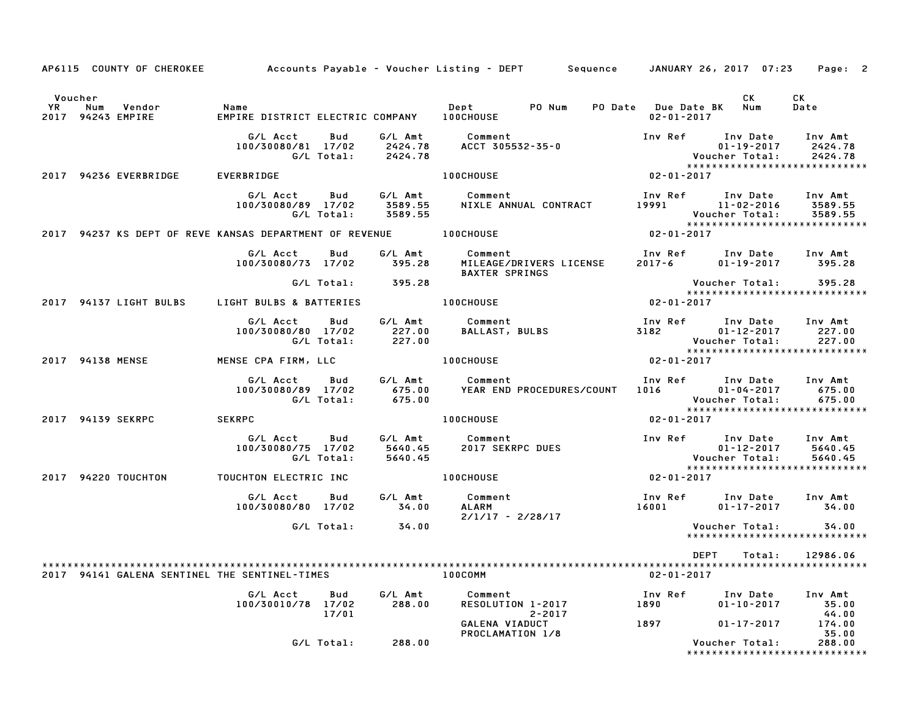AP6115 COUNTY OF CHEROKEE — Accounts Payable - Voucher Listing - DEPT — Sequence — JANUARY 26, 2017 07:23

| Voucher YR | Num | Vendor | Name | Dept | PO Num | PO Date | Due Date | BK | CK Num | CK Date |
|---|---|---|---|---|---|---|---|---|---|---|
| 2017 | 94243 | EMPIRE | EMPIRE DISTRICT ELECTRIC COMPANY | 100CHOUSE | | | 02-01-2017 | | | |

| G/L Acct | Bud | G/L Amt | Comment | Inv Ref | Inv Date | Inv Amt |
|---|---|---|---|---|---|---|
| 100/30080/81 | 17/02 | 2424.78 | ACCT 305532-35-0 | | 01-19-2017 | 2424.78 |
| | G/L Total: | 2424.78 | | | Voucher Total: | 2424.78 |

****************************

| Voucher YR | Num | Vendor | Name | Dept | PO Num | PO Date | Due Date | BK | CK Num | CK Date |
|---|---|---|---|---|---|---|---|---|---|---|
| 2017 | 94236 | EVERBRIDGE | EVERBRIDGE | 100CHOUSE | | | 02-01-2017 | | | |

| G/L Acct | Bud | G/L Amt | Comment | Inv Ref | Inv Date | Inv Amt |
|---|---|---|---|---|---|---|
| 100/30080/89 | 17/02 | 3589.55 | NIXLE ANNUAL CONTRACT | 19991 | 11-02-2016 | 3589.55 |
| | G/L Total: | 3589.55 | | | Voucher Total: | 3589.55 |

****************************

| Voucher YR | Num | Vendor | Name | Dept | PO Num | PO Date | Due Date | BK | CK Num | CK Date |
|---|---|---|---|---|---|---|---|---|---|---|
| 2017 | 94237 | KS DEPT OF REVE | KANSAS DEPARTMENT OF REVENUE | 100CHOUSE | | | 02-01-2017 | | | |

| G/L Acct | Bud | G/L Amt | Comment | Inv Ref | Inv Date | Inv Amt |
|---|---|---|---|---|---|---|
| 100/30080/73 | 17/02 | 395.28 | MILEAGE/DRIVERS LICENSE BAXTER SPRINGS | 2017-6 | 01-19-2017 | 395.28 |
| | G/L Total: | 395.28 | | | Voucher Total: | 395.28 |

****************************

| Voucher YR | Num | Vendor | Name | Dept | PO Num | PO Date | Due Date | BK | CK Num | CK Date |
|---|---|---|---|---|---|---|---|---|---|---|
| 2017 | 94137 | LIGHT BULBS | LIGHT BULBS & BATTERIES | 100CHOUSE | | | 02-01-2017 | | | |

| G/L Acct | Bud | G/L Amt | Comment | Inv Ref | Inv Date | Inv Amt |
|---|---|---|---|---|---|---|
| 100/30080/80 | 17/02 | 227.00 | BALLAST, BULBS | 3182 | 01-12-2017 | 227.00 |
| | G/L Total: | 227.00 | | | Voucher Total: | 227.00 |

****************************

| Voucher YR | Num | Vendor | Name | Dept | PO Num | PO Date | Due Date | BK | CK Num | CK Date |
|---|---|---|---|---|---|---|---|---|---|---|
| 2017 | 94138 | MENSE | MENSE CPA FIRM, LLC | 100CHOUSE | | | 02-01-2017 | | | |

| G/L Acct | Bud | G/L Amt | Comment | Inv Ref | Inv Date | Inv Amt |
|---|---|---|---|---|---|---|
| 100/30080/89 | 17/02 | 675.00 | YEAR END PROCEDURES/COUNT | 1016 | 01-04-2017 | 675.00 |
| | G/L Total: | 675.00 | | | Voucher Total: | 675.00 |

****************************

| Voucher YR | Num | Vendor | Name | Dept | PO Num | PO Date | Due Date | BK | CK Num | CK Date |
|---|---|---|---|---|---|---|---|---|---|---|
| 2017 | 94139 | SEKRPC | SEKRPC | 100CHOUSE | | | 02-01-2017 | | | |

| G/L Acct | Bud | G/L Amt | Comment | Inv Ref | Inv Date | Inv Amt |
|---|---|---|---|---|---|---|
| 100/30080/75 | 17/02 | 5640.45 | 2017 SEKRPC DUES | | 01-12-2017 | 5640.45 |
| | G/L Total: | 5640.45 | | | Voucher Total: | 5640.45 |

****************************

| Voucher YR | Num | Vendor | Name | Dept | PO Num | PO Date | Due Date | BK | CK Num | CK Date |
|---|---|---|---|---|---|---|---|---|---|---|
| 2017 | 94220 | TOUCHTON | TOUCHTON ELECTRIC INC | 100CHOUSE | | | 02-01-2017 | | | |

| G/L Acct | Bud | G/L Amt | Comment | Inv Ref | Inv Date | Inv Amt |
|---|---|---|---|---|---|---|
| 100/30080/80 | 17/02 | 34.00 | ALARM 2/1/17 - 2/28/17 | 16001 | 01-17-2017 | 34.00 |
| | G/L Total: | 34.00 | | | Voucher Total: | 34.00 |

****************************

DEPT Total: 12986.06

****************************

| Voucher YR | Num | Vendor | Name | Dept | PO Num | PO Date | Due Date | BK | CK Num | CK Date |
|---|---|---|---|---|---|---|---|---|---|---|
| 2017 | 94141 | GALENA SENTINEL | THE SENTINEL-TIMES | 100COMM | | | 02-01-2017 | | | |

| G/L Acct | Bud | G/L Amt | Comment | Inv Ref | Inv Date | Inv Amt |
|---|---|---|---|---|---|---|
| 100/30010/78 | 17/02 | 288.00 | RESOLUTION 1-2017 | 1890 | 01-10-2017 | 35.00 |
| | 17/01 | | 2-2017 | | | 44.00 |
| | | | GALENA VIADUCT | 1897 | 01-17-2017 | 174.00 |
| | | | PROCLAMATION 1/8 | | | 35.00 |
| | G/L Total: | 288.00 | | | Voucher Total: | 288.00 |

****************************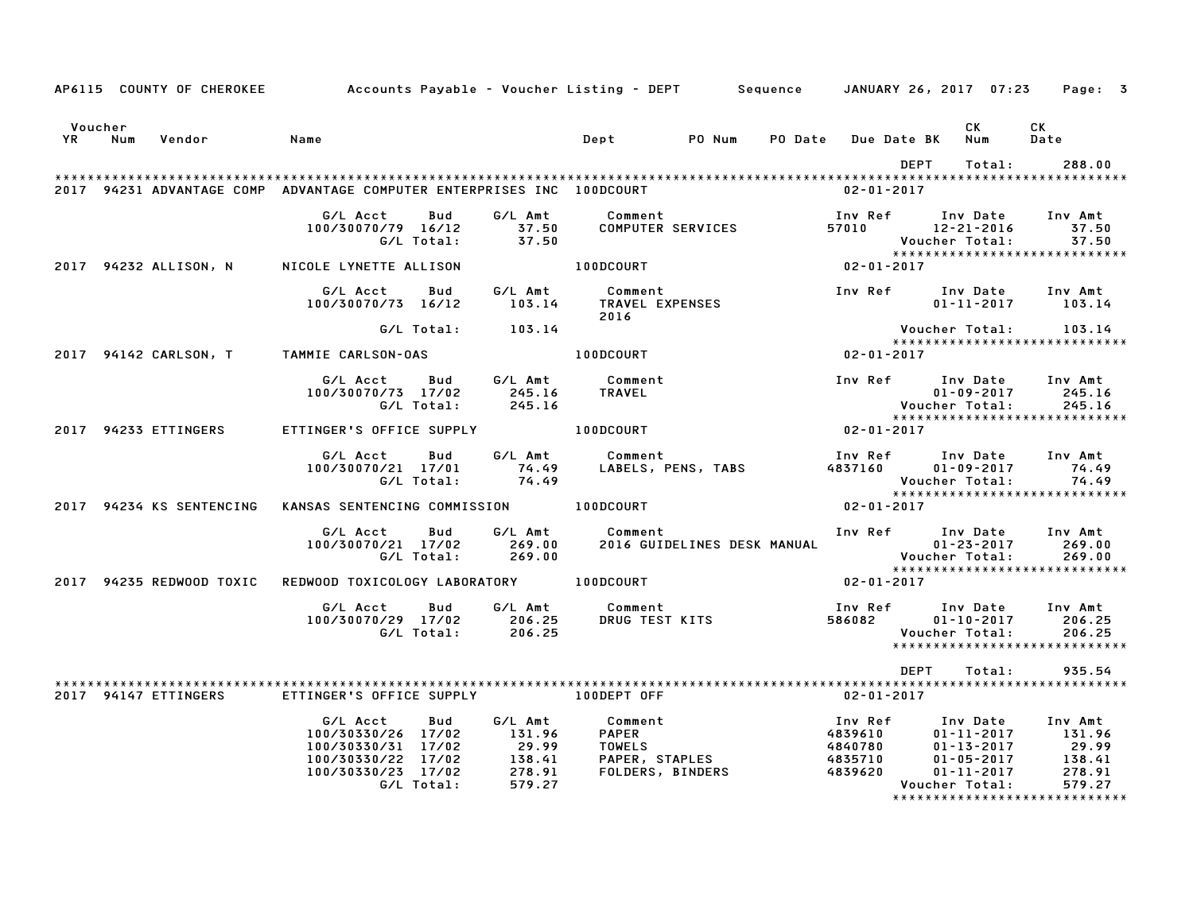AP6115 COUNTY OF CHEROKEE — Accounts Payable - Voucher Listing - DEPT — Sequence — JANUARY 26, 2017 07:23

| Voucher YR | Num | Vendor | Name | Dept | PO Num | PO Date | Due Date BK | CK Num | CK Date |
|---|---|---|---|---|---|---|---|---|---|

DEPT Total: 288.00

**2017 94231 ADVANTAGE COMP — ADVANTAGE COMPUTER ENTERPRISES INC — 100DCOURT — 02-01-2017**

| G/L Acct | Bud | G/L Amt | Comment | Inv Ref | Inv Date | Inv Amt |
|---|---|---|---|---|---|---|
| 100/30070/79 | 16/12 | 37.50 | COMPUTER SERVICES | 57010 | 12-21-2016 | 37.50 |
| | G/L Total: | 37.50 | | | Voucher Total: | 37.50 |

**2017 94232 ALLISON, N — NICOLE LYNETTE ALLISON — 100DCOURT — 02-01-2017**

| G/L Acct | Bud | G/L Amt | Comment | Inv Ref | Inv Date | Inv Amt |
|---|---|---|---|---|---|---|
| 100/30070/73 | 16/12 | 103.14 | TRAVEL EXPENSES 2016 | | 01-11-2017 | 103.14 |
| | G/L Total: | 103.14 | | | Voucher Total: | 103.14 |

**2017 94142 CARLSON, T — TAMMIE CARLSON-OAS — 100DCOURT — 02-01-2017**

| G/L Acct | Bud | G/L Amt | Comment | Inv Ref | Inv Date | Inv Amt |
|---|---|---|---|---|---|---|
| 100/30070/73 | 17/02 | 245.16 | TRAVEL | | 01-09-2017 | 245.16 |
| | G/L Total: | 245.16 | | | Voucher Total: | 245.16 |

**2017 94233 ETTINGERS — ETTINGER'S OFFICE SUPPLY — 100DCOURT — 02-01-2017**

| G/L Acct | Bud | G/L Amt | Comment | Inv Ref | Inv Date | Inv Amt |
|---|---|---|---|---|---|---|
| 100/30070/21 | 17/01 | 74.49 | LABELS, PENS, TABS | 4837160 | 01-09-2017 | 74.49 |
| | G/L Total: | 74.49 | | | Voucher Total: | 74.49 |

**2017 94234 KS SENTENCING — KANSAS SENTENCING COMMISSION — 100DCOURT — 02-01-2017**

| G/L Acct | Bud | G/L Amt | Comment | Inv Ref | Inv Date | Inv Amt |
|---|---|---|---|---|---|---|
| 100/30070/21 | 17/02 | 269.00 | 2016 GUIDELINES DESK MANUAL | | 01-23-2017 | 269.00 |
| | G/L Total: | 269.00 | | | Voucher Total: | 269.00 |

**2017 94235 REDWOOD TOXIC — REDWOOD TOXICOLOGY LABORATORY — 100DCOURT — 02-01-2017**

| G/L Acct | Bud | G/L Amt | Comment | Inv Ref | Inv Date | Inv Amt |
|---|---|---|---|---|---|---|
| 100/30070/29 | 17/02 | 206.25 | DRUG TEST KITS | 586082 | 01-10-2017 | 206.25 |
| | G/L Total: | 206.25 | | | Voucher Total: | 206.25 |

DEPT Total: 935.54

**2017 94147 ETTINGERS — ETTINGER'S OFFICE SUPPLY — 100DEPT OFF — 02-01-2017**

| G/L Acct | Bud | G/L Amt | Comment | Inv Ref | Inv Date | Inv Amt |
|---|---|---|---|---|---|---|
| 100/30330/26 | 17/02 | 131.96 | PAPER | 4839610 | 01-11-2017 | 131.96 |
| 100/30330/31 | 17/02 | 29.99 | TOWELS | 4840780 | 01-13-2017 | 29.99 |
| 100/30330/22 | 17/02 | 138.41 | PAPER, STAPLES | 4835710 | 01-05-2017 | 138.41 |
| 100/30330/23 | 17/02 | 278.91 | FOLDERS, BINDERS | 4839620 | 01-11-2017 | 278.91 |
| | G/L Total: | 579.27 | | | Voucher Total: | 579.27 |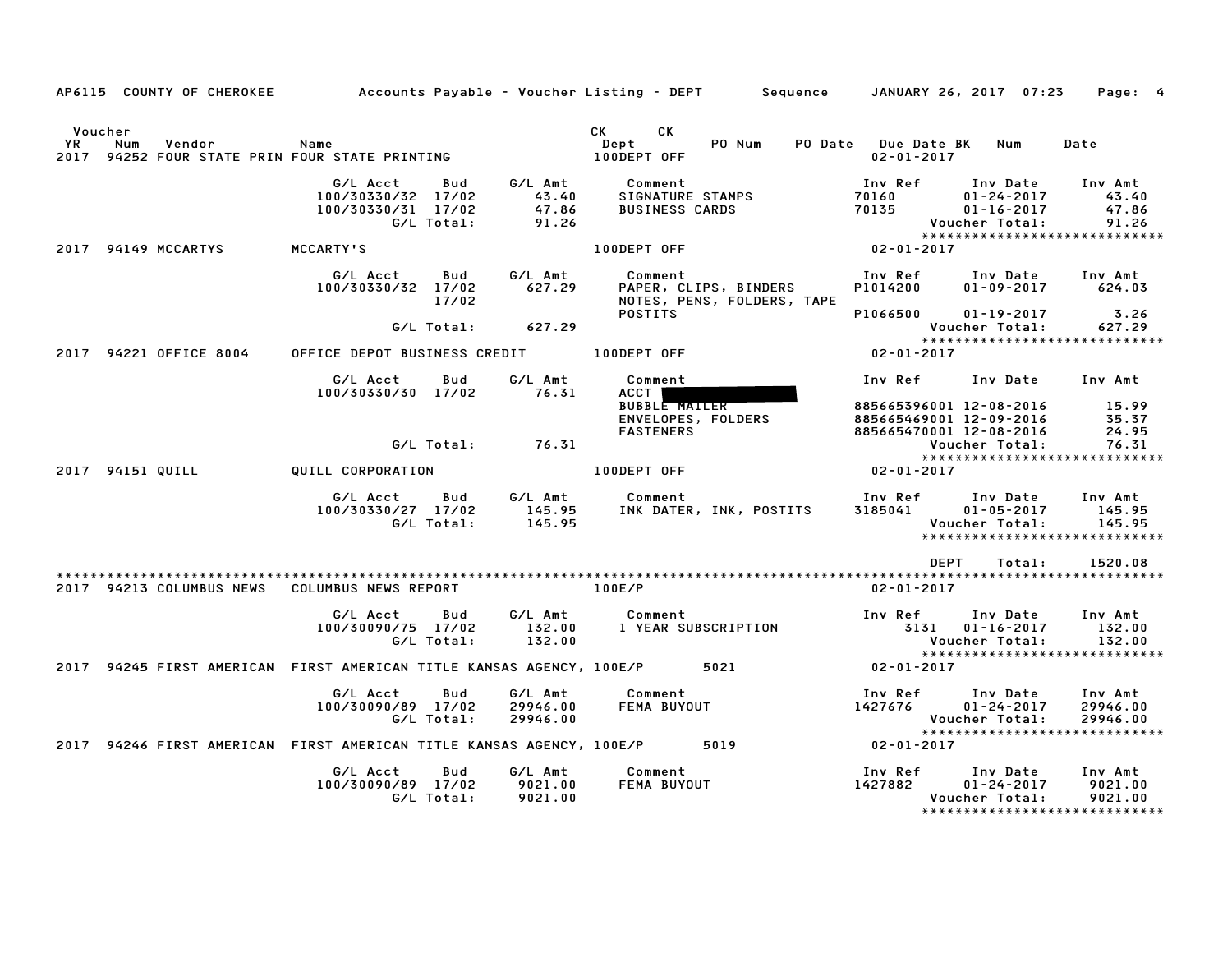AP6115 COUNTY OF CHEROKEE — Accounts Payable - Voucher Listing - DEPT — Sequence — JANUARY 26, 2017 07:23

| YR | Voucher Num | Vendor | Name | CK Dept | CK | PO Num | PO Date | Due Date | BK | Num | Date |
|---|---|---|---|---|---|---|---|---|---|---|---|
| 2017 | 94252 | FOUR STATE PRIN | FOUR STATE PRINTING | 100DEPT OFF | | | | 02-01-2017 | | | |

| G/L Acct | Bud | G/L Amt | Comment | Inv Ref | Inv Date | Inv Amt |
|---|---|---|---|---|---|---|
| 100/30330/32 | 17/02 | 43.40 | SIGNATURE STAMPS | 70160 | 01-24-2017 | 43.40 |
| 100/30330/31 | 17/02 | 47.86 | BUSINESS CARDS | 70135 | 01-16-2017 | 47.86 |
| | G/L Total: | 91.26 | | | Voucher Total: | 91.26 |

2017 94149 MCCARTYS — MCCARTY'S — 100DEPT OFF — 02-01-2017

| G/L Acct | Bud | G/L Amt | Comment | Inv Ref | Inv Date | Inv Amt |
|---|---|---|---|---|---|---|
| 100/30330/32 | 17/02 | 627.29 | PAPER, CLIPS, BINDERS | P1014200 | 01-09-2017 | 624.03 |
| | 17/02 | | NOTES, PENS, FOLDERS, TAPE | | | |
| | | | POSTITS | P1066500 | 01-19-2017 | 3.26 |
| | G/L Total: | 627.29 | | | Voucher Total: | 627.29 |

2017 94221 OFFICE 8004 — OFFICE DEPOT BUSINESS CREDIT — 100DEPT OFF — 02-01-2017

| G/L Acct | Bud | G/L Amt | Comment | Inv Ref | Inv Date | Inv Amt |
|---|---|---|---|---|---|---|
| 100/30330/30 | 17/02 | 76.31 | ACCT [REDACTED] | | | |
| | | | BUBBLE MAILER | 885665396001 | 12-08-2016 | 15.99 |
| | | | ENVELOPES, FOLDERS | 885665469001 | 12-09-2016 | 35.37 |
| | | | FASTENERS | 885665470001 | 12-08-2016 | 24.95 |
| | G/L Total: | 76.31 | | | Voucher Total: | 76.31 |

2017 94151 QUILL — QUILL CORPORATION — 100DEPT OFF — 02-01-2017

| G/L Acct | Bud | G/L Amt | Comment | Inv Ref | Inv Date | Inv Amt |
|---|---|---|---|---|---|---|
| 100/30330/27 | 17/02 | 145.95 | INK DATER, INK, POSTITS | 3185041 | 01-05-2017 | 145.95 |
| | G/L Total: | 145.95 | | | Voucher Total: | 145.95 |

DEPT Total: 1520.08

2017 94213 COLUMBUS NEWS — COLUMBUS NEWS REPORT — 100E/P — 02-01-2017

| G/L Acct | Bud | G/L Amt | Comment | Inv Ref | Inv Date | Inv Amt |
|---|---|---|---|---|---|---|
| 100/30090/75 | 17/02 | 132.00 | 1 YEAR SUBSCRIPTION | 3131 | 01-16-2017 | 132.00 |
| | G/L Total: | 132.00 | | | Voucher Total: | 132.00 |

2017 94245 FIRST AMERICAN — FIRST AMERICAN TITLE KANSAS AGENCY, 100E/P — PO 5021 — 02-01-2017

| G/L Acct | Bud | G/L Amt | Comment | Inv Ref | Inv Date | Inv Amt |
|---|---|---|---|---|---|---|
| 100/30090/89 | 17/02 | 29946.00 | FEMA BUYOUT | 1427676 | 01-24-2017 | 29946.00 |
| | G/L Total: | 29946.00 | | | Voucher Total: | 29946.00 |

2017 94246 FIRST AMERICAN — FIRST AMERICAN TITLE KANSAS AGENCY, 100E/P — PO 5019 — 02-01-2017

| G/L Acct | Bud | G/L Amt | Comment | Inv Ref | Inv Date | Inv Amt |
|---|---|---|---|---|---|---|
| 100/30090/89 | 17/02 | 9021.00 | FEMA BUYOUT | 1427882 | 01-24-2017 | 9021.00 |
| | G/L Total: | 9021.00 | | | Voucher Total: | 9021.00 |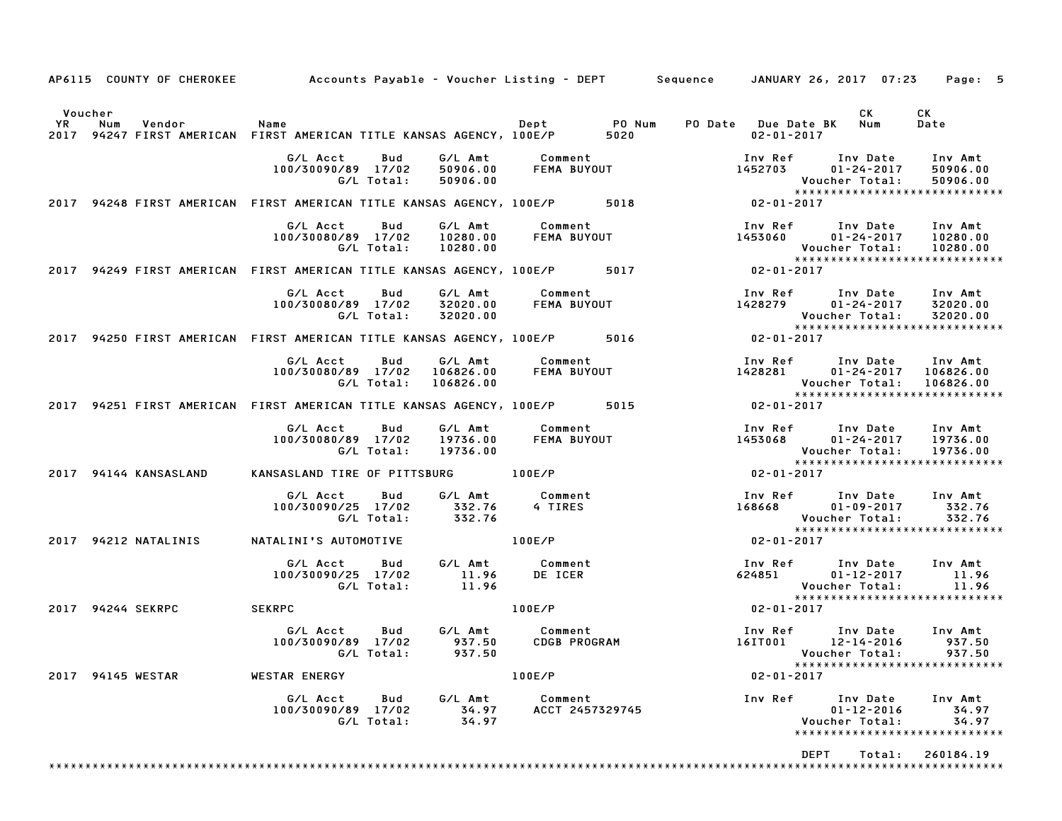AP6115 COUNTY OF CHEROKEE — Accounts Payable - Voucher Listing - DEPT — Sequence — JANUARY 26, 2017 07:23

| Voucher YR | Num | Vendor | Name | Dept | PO Num | PO Date | Due Date BK | CK Num | CK Date |
|---|---|---|---|---|---|---|---|---|---|
| 2017 | 94247 | FIRST AMERICAN | FIRST AMERICAN TITLE KANSAS AGENCY, | 100E/P | 5020 | | 02-01-2017 | | |

| G/L Acct | Bud | G/L Amt | Comment | Inv Ref | Inv Date | Inv Amt |
|---|---|---|---|---|---|---|
| 100/30090/89 | 17/02 | 50906.00 | FEMA BUYOUT | 1452703 | 01-24-2017 | 50906.00 |
| | G/L Total: | 50906.00 | | | Voucher Total: | 50906.00 |

| Voucher YR | Num | Vendor | Name | Dept | PO Num | PO Date | Due Date BK | CK Num | CK Date |
|---|---|---|---|---|---|---|---|---|---|
| 2017 | 94248 | FIRST AMERICAN | FIRST AMERICAN TITLE KANSAS AGENCY, | 100E/P | 5018 | | 02-01-2017 | | |

| G/L Acct | Bud | G/L Amt | Comment | Inv Ref | Inv Date | Inv Amt |
|---|---|---|---|---|---|---|
| 100/30080/89 | 17/02 | 10280.00 | FEMA BUYOUT | 1453060 | 01-24-2017 | 10280.00 |
| | G/L Total: | 10280.00 | | | Voucher Total: | 10280.00 |

| Voucher YR | Num | Vendor | Name | Dept | PO Num | PO Date | Due Date BK | CK Num | CK Date |
|---|---|---|---|---|---|---|---|---|---|
| 2017 | 94249 | FIRST AMERICAN | FIRST AMERICAN TITLE KANSAS AGENCY, | 100E/P | 5017 | | 02-01-2017 | | |

| G/L Acct | Bud | G/L Amt | Comment | Inv Ref | Inv Date | Inv Amt |
|---|---|---|---|---|---|---|
| 100/30080/89 | 17/02 | 32020.00 | FEMA BUYOUT | 1428279 | 01-24-2017 | 32020.00 |
| | G/L Total: | 32020.00 | | | Voucher Total: | 32020.00 |

| Voucher YR | Num | Vendor | Name | Dept | PO Num | PO Date | Due Date BK | CK Num | CK Date |
|---|---|---|---|---|---|---|---|---|---|
| 2017 | 94250 | FIRST AMERICAN | FIRST AMERICAN TITLE KANSAS AGENCY, | 100E/P | 5016 | | 02-01-2017 | | |

| G/L Acct | Bud | G/L Amt | Comment | Inv Ref | Inv Date | Inv Amt |
|---|---|---|---|---|---|---|
| 100/30080/89 | 17/02 | 106826.00 | FEMA BUYOUT | 1428281 | 01-24-2017 | 106826.00 |
| | G/L Total: | 106826.00 | | | Voucher Total: | 106826.00 |

| Voucher YR | Num | Vendor | Name | Dept | PO Num | PO Date | Due Date BK | CK Num | CK Date |
|---|---|---|---|---|---|---|---|---|---|
| 2017 | 94251 | FIRST AMERICAN | FIRST AMERICAN TITLE KANSAS AGENCY, | 100E/P | 5015 | | 02-01-2017 | | |

| G/L Acct | Bud | G/L Amt | Comment | Inv Ref | Inv Date | Inv Amt |
|---|---|---|---|---|---|---|
| 100/30080/89 | 17/02 | 19736.00 | FEMA BUYOUT | 1453068 | 01-24-2017 | 19736.00 |
| | G/L Total: | 19736.00 | | | Voucher Total: | 19736.00 |

| Voucher YR | Num | Vendor | Name | Dept | PO Num | PO Date | Due Date BK | CK Num | CK Date |
|---|---|---|---|---|---|---|---|---|---|
| 2017 | 94144 | KANSASLAND | KANSASLAND TIRE OF PITTSBURG | 100E/P | | | 02-01-2017 | | |

| G/L Acct | Bud | G/L Amt | Comment | Inv Ref | Inv Date | Inv Amt |
|---|---|---|---|---|---|---|
| 100/30090/25 | 17/02 | 332.76 | 4 TIRES | 168668 | 01-09-2017 | 332.76 |
| | G/L Total: | 332.76 | | | Voucher Total: | 332.76 |

| Voucher YR | Num | Vendor | Name | Dept | PO Num | PO Date | Due Date BK | CK Num | CK Date |
|---|---|---|---|---|---|---|---|---|---|
| 2017 | 94212 | NATALINIS | NATALINI'S AUTOMOTIVE | 100E/P | | | 02-01-2017 | | |

| G/L Acct | Bud | G/L Amt | Comment | Inv Ref | Inv Date | Inv Amt |
|---|---|---|---|---|---|---|
| 100/30090/25 | 17/02 | 11.96 | DE ICER | 624851 | 01-12-2017 | 11.96 |
| | G/L Total: | 11.96 | | | Voucher Total: | 11.96 |

| Voucher YR | Num | Vendor | Name | Dept | PO Num | PO Date | Due Date BK | CK Num | CK Date |
|---|---|---|---|---|---|---|---|---|---|
| 2017 | 94244 | SEKRPC | SEKRPC | 100E/P | | | 02-01-2017 | | |

| G/L Acct | Bud | G/L Amt | Comment | Inv Ref | Inv Date | Inv Amt |
|---|---|---|---|---|---|---|
| 100/30090/89 | 17/02 | 937.50 | CDGB PROGRAM | 16IT001 | 12-14-2016 | 937.50 |
| | G/L Total: | 937.50 | | | Voucher Total: | 937.50 |

| Voucher YR | Num | Vendor | Name | Dept | PO Num | PO Date | Due Date BK | CK Num | CK Date |
|---|---|---|---|---|---|---|---|---|---|
| 2017 | 94145 | WESTAR | WESTAR ENERGY | 100E/P | | | 02-01-2017 | | |

| G/L Acct | Bud | G/L Amt | Comment | Inv Ref | Inv Date | Inv Amt |
|---|---|---|---|---|---|---|
| 100/30090/89 | 17/02 | 34.97 | ACCT 2457329745 | | 01-12-2016 | 34.97 |
| | G/L Total: | 34.97 | | | Voucher Total: | 34.97 |

DEPT Total: 260184.19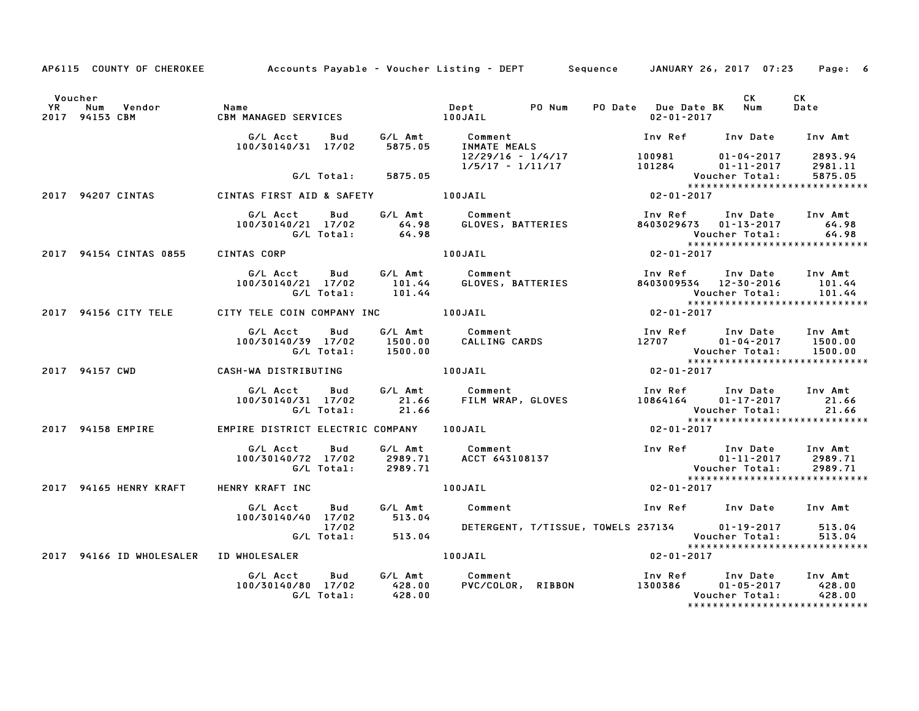AP6115 COUNTY OF CHEROKEE — Accounts Payable - Voucher Listing - DEPT — Sequence — JANUARY 26, 2017 07:23

| Voucher YR | Num | Vendor | Name | Dept | PO Num | PO Date | Due Date | BK | CK Num | CK Date |
|---|---|---|---|---|---|---|---|---|---|---|
| 2017 | 94153 | CBM | CBM MANAGED SERVICES | 100JAIL | | | 02-01-2017 | | | |

| G/L Acct | Bud | G/L Amt | Comment | Inv Ref | Inv Date | Inv Amt |
|---|---|---|---|---|---|---|
| 100/30140/31 | 17/02 | 5875.05 | INMATE MEALS | | | |
| | | | 12/29/16 - 1/4/17 | 100981 | 01-04-2017 | 2893.94 |
| | | | 1/5/17 - 1/11/17 | 101284 | 01-11-2017 | 2981.11 |
| | G/L Total: | 5875.05 | | | Voucher Total: | 5875.05 |

| Voucher YR | Num | Vendor | Name | Dept | Due Date |
|---|---|---|---|---|---|
| 2017 | 94207 | CINTAS | CINTAS FIRST AID & SAFETY | 100JAIL | 02-01-2017 |

| G/L Acct | Bud | G/L Amt | Comment | Inv Ref | Inv Date | Inv Amt |
|---|---|---|---|---|---|---|
| 100/30140/21 | 17/02 | 64.98 | GLOVES, BATTERIES | 8403029673 | 01-13-2017 | 64.98 |
| | G/L Total: | 64.98 | | | Voucher Total: | 64.98 |

| Voucher YR | Num | Vendor | Name | Dept | Due Date |
|---|---|---|---|---|---|
| 2017 | 94154 | CINTAS 0855 | CINTAS CORP | 100JAIL | 02-01-2017 |

| G/L Acct | Bud | G/L Amt | Comment | Inv Ref | Inv Date | Inv Amt |
|---|---|---|---|---|---|---|
| 100/30140/21 | 17/02 | 101.44 | GLOVES, BATTERIES | 8403009534 | 12-30-2016 | 101.44 |
| | G/L Total: | 101.44 | | | Voucher Total: | 101.44 |

| Voucher YR | Num | Vendor | Name | Dept | Due Date |
|---|---|---|---|---|---|
| 2017 | 94156 | CITY TELE | CITY TELE COIN COMPANY INC | 100JAIL | 02-01-2017 |

| G/L Acct | Bud | G/L Amt | Comment | Inv Ref | Inv Date | Inv Amt |
|---|---|---|---|---|---|---|
| 100/30140/39 | 17/02 | 1500.00 | CALLING CARDS | 12707 | 01-04-2017 | 1500.00 |
| | G/L Total: | 1500.00 | | | Voucher Total: | 1500.00 |

| Voucher YR | Num | Vendor | Name | Dept | Due Date |
|---|---|---|---|---|---|
| 2017 | 94157 | CWD | CASH-WA DISTRIBUTING | 100JAIL | 02-01-2017 |

| G/L Acct | Bud | G/L Amt | Comment | Inv Ref | Inv Date | Inv Amt |
|---|---|---|---|---|---|---|
| 100/30140/31 | 17/02 | 21.66 | FILM WRAP, GLOVES | 10864164 | 01-17-2017 | 21.66 |
| | G/L Total: | 21.66 | | | Voucher Total: | 21.66 |

| Voucher YR | Num | Vendor | Name | Dept | Due Date |
|---|---|---|---|---|---|
| 2017 | 94158 | EMPIRE | EMPIRE DISTRICT ELECTRIC COMPANY | 100JAIL | 02-01-2017 |

| G/L Acct | Bud | G/L Amt | Comment | Inv Ref | Inv Date | Inv Amt |
|---|---|---|---|---|---|---|
| 100/30140/72 | 17/02 | 2989.71 | ACCT 643108137 | | 01-11-2017 | 2989.71 |
| | G/L Total: | 2989.71 | | | Voucher Total: | 2989.71 |

| Voucher YR | Num | Vendor | Name | Dept | Due Date |
|---|---|---|---|---|---|
| 2017 | 94165 | HENRY KRAFT | HENRY KRAFT INC | 100JAIL | 02-01-2017 |

| G/L Acct | Bud | G/L Amt | Comment | Inv Ref | Inv Date | Inv Amt |
|---|---|---|---|---|---|---|
| 100/30140/40 | 17/02 | 513.04 | | | | |
| | 17/02 | | DETERGENT, T/TISSUE, TOWELS | 237134 | 01-19-2017 | 513.04 |
| | G/L Total: | 513.04 | | | Voucher Total: | 513.04 |

| Voucher YR | Num | Vendor | Name | Dept | Due Date |
|---|---|---|---|---|---|
| 2017 | 94166 | ID WHOLESALER | ID WHOLESALER | 100JAIL | 02-01-2017 |

| G/L Acct | Bud | G/L Amt | Comment | Inv Ref | Inv Date | Inv Amt |
|---|---|---|---|---|---|---|
| 100/30140/80 | 17/02 | 428.00 | PVC/COLOR, RIBBON | 1300386 | 01-05-2017 | 428.00 |
| | G/L Total: | 428.00 | | | Voucher Total: | 428.00 |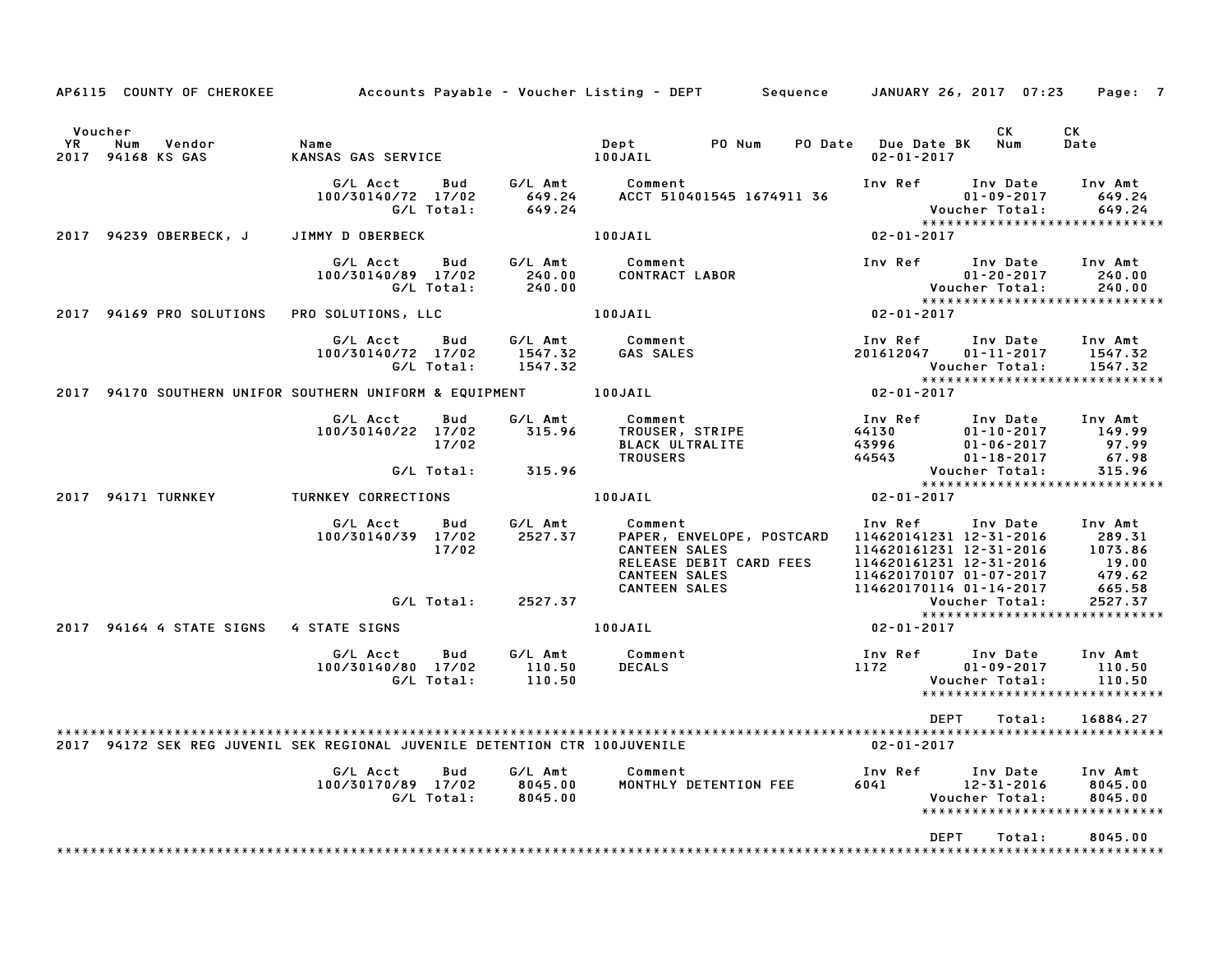AP6115 COUNTY OF CHEROKEE — Accounts Payable - Voucher Listing - DEPT — Sequence — JANUARY 26, 2017 07:23

| Voucher YR | Num | Vendor | Name | Dept | PO Num | PO Date | Due Date BK | CK Num | CK Date |
|---|---|---|---|---|---|---|---|---|---|
| 2017 | 94168 | KS GAS | KANSAS GAS SERVICE | 100JAIL | | | 02-01-2017 | | |

| G/L Acct | Bud | G/L Amt | Comment | Inv Ref | Inv Date | Inv Amt |
|---|---|---|---|---|---|---|
| 100/30140/72 | 17/02 | 649.24 | ACCT 510401545 1674911 36 | | 01-09-2017 | 649.24 |
| | G/L Total: | 649.24 | | | Voucher Total: | 649.24 |

****************************

2017 94239 OBERBECK, J — JIMMY D OBERBECK — 100JAIL — 02-01-2017

| G/L Acct | Bud | G/L Amt | Comment | Inv Ref | Inv Date | Inv Amt |
|---|---|---|---|---|---|---|
| 100/30140/89 | 17/02 | 240.00 | CONTRACT LABOR | | 01-20-2017 | 240.00 |
| | G/L Total: | 240.00 | | | Voucher Total: | 240.00 |

****************************

2017 94169 PRO SOLUTIONS — PRO SOLUTIONS, LLC — 100JAIL — 02-01-2017

| G/L Acct | Bud | G/L Amt | Comment | Inv Ref | Inv Date | Inv Amt |
|---|---|---|---|---|---|---|
| 100/30140/72 | 17/02 | 1547.32 | GAS SALES | 201612047 | 01-11-2017 | 1547.32 |
| | G/L Total: | 1547.32 | | | Voucher Total: | 1547.32 |

****************************

2017 94170 SOUTHERN UNIFOR — SOUTHERN UNIFORM & EQUIPMENT — 100JAIL — 02-01-2017

| G/L Acct | Bud | G/L Amt | Comment | Inv Ref | Inv Date | Inv Amt |
|---|---|---|---|---|---|---|
| 100/30140/22 | 17/02 | 315.96 | TROUSER, STRIPE | 44130 | 01-10-2017 | 149.99 |
| | 17/02 | | BLACK ULTRALITE | 43996 | 01-06-2017 | 97.99 |
| | | | TROUSERS | 44543 | 01-18-2017 | 67.98 |
| | G/L Total: | 315.96 | | | Voucher Total: | 315.96 |

****************************

2017 94171 TURNKEY — TURNKEY CORRECTIONS — 100JAIL — 02-01-2017

| G/L Acct | Bud | G/L Amt | Comment | Inv Ref | Inv Date | Inv Amt |
|---|---|---|---|---|---|---|
| 100/30140/39 | 17/02 | 2527.37 | PAPER, ENVELOPE, POSTCARD | 114620141231 | 12-31-2016 | 289.31 |
| | 17/02 | | CANTEEN SALES | 114620161231 | 12-31-2016 | 1073.86 |
| | | | RELEASE DEBIT CARD FEES | 114620161231 | 12-31-2016 | 19.00 |
| | | | CANTEEN SALES | 114620170107 | 01-07-2017 | 479.62 |
| | | | CANTEEN SALES | 114620170114 | 01-14-2017 | 665.58 |
| | G/L Total: | 2527.37 | | | Voucher Total: | 2527.37 |

****************************

2017 94164 4 STATE SIGNS — 4 STATE SIGNS — 100JAIL — 02-01-2017

| G/L Acct | Bud | G/L Amt | Comment | Inv Ref | Inv Date | Inv Amt |
|---|---|---|---|---|---|---|
| 100/30140/80 | 17/02 | 110.50 | DECALS | 1172 | 01-09-2017 | 110.50 |
| | G/L Total: | 110.50 | | | Voucher Total: | 110.50 |

****************************

DEPT Total: 16884.27

****************************

2017 94172 SEK REG JUVENIL — SEK REGIONAL JUVENILE DETENTION CTR — 100JUVENILE — 02-01-2017

| G/L Acct | Bud | G/L Amt | Comment | Inv Ref | Inv Date | Inv Amt |
|---|---|---|---|---|---|---|
| 100/30170/89 | 17/02 | 8045.00 | MONTHLY DETENTION FEE | 6041 | 12-31-2016 | 8045.00 |
| | G/L Total: | 8045.00 | | | Voucher Total: | 8045.00 |

****************************

DEPT Total: 8045.00

****************************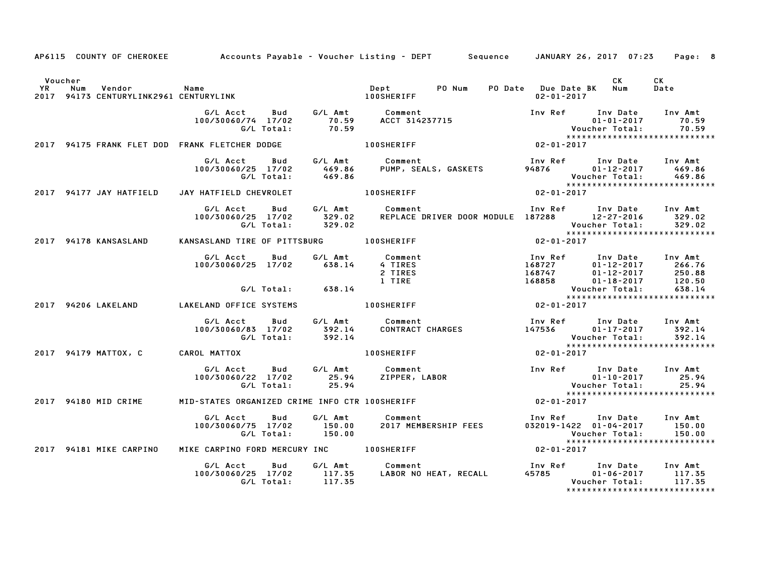AP6115 COUNTY OF CHEROKEE Accounts Payable - Voucher Listing - DEPT Sequence JANUARY 26, 2017 07:23 Page: 8

| Voucher YR | Num | Vendor | Name | Dept | PO Num | PO Date | Due Date BK | CK Num | CK Date |
|---|---|---|---|---|---|---|---|---|---|
| 2017 | 94173 | CENTURYLINK2961 | CENTURYLINK | 100SHERIFF | | | 02-01-2017 | | |

| G/L Acct | Bud | G/L Amt | Comment | Inv Ref | Inv Date | Inv Amt |
|---|---|---|---|---|---|---|
| 100/30060/74 | 17/02 | 70.59 | ACCT 314237715 | | 01-01-2017 | 70.59 |
| | G/L Total: | 70.59 | | | Voucher Total: | 70.59 |

****************************

| Voucher YR | Num | Vendor | Name | Dept | Due Date |
|---|---|---|---|---|---|
| 2017 | 94175 | FRANK FLET DOD | FRANK FLETCHER DODGE | 100SHERIFF | 02-01-2017 |

| G/L Acct | Bud | G/L Amt | Comment | Inv Ref | Inv Date | Inv Amt |
|---|---|---|---|---|---|---|
| 100/30060/25 | 17/02 | 469.86 | PUMP, SEALS, GASKETS | 94876 | 01-12-2017 | 469.86 |
| | G/L Total: | 469.86 | | | Voucher Total: | 469.86 |

****************************

| Voucher YR | Num | Vendor | Name | Dept | Due Date |
|---|---|---|---|---|---|
| 2017 | 94177 | JAY HATFIELD | JAY HATFIELD CHEVROLET | 100SHERIFF | 02-01-2017 |

| G/L Acct | Bud | G/L Amt | Comment | Inv Ref | Inv Date | Inv Amt |
|---|---|---|---|---|---|---|
| 100/30060/25 | 17/02 | 329.02 | REPLACE DRIVER DOOR MODULE | 187288 | 12-27-2016 | 329.02 |
| | G/L Total: | 329.02 | | | Voucher Total: | 329.02 |

****************************

| Voucher YR | Num | Vendor | Name | Dept | Due Date |
|---|---|---|---|---|---|
| 2017 | 94178 | KANSASLAND | KANSASLAND TIRE OF PITTSBURG | 100SHERIFF | 02-01-2017 |

| G/L Acct | Bud | G/L Amt | Comment | Inv Ref | Inv Date | Inv Amt |
|---|---|---|---|---|---|---|
| 100/30060/25 | 17/02 | 638.14 | 4 TIRES | 168727 | 01-12-2017 | 266.76 |
| | | | 2 TIRES | 168747 | 01-12-2017 | 250.88 |
| | | | 1 TIRE | 168858 | 01-18-2017 | 120.50 |
| | G/L Total: | 638.14 | | | Voucher Total: | 638.14 |

****************************

| Voucher YR | Num | Vendor | Name | Dept | Due Date |
|---|---|---|---|---|---|
| 2017 | 94206 | LAKELAND | LAKELAND OFFICE SYSTEMS | 100SHERIFF | 02-01-2017 |

| G/L Acct | Bud | G/L Amt | Comment | Inv Ref | Inv Date | Inv Amt |
|---|---|---|---|---|---|---|
| 100/30060/83 | 17/02 | 392.14 | CONTRACT CHARGES | 147536 | 01-17-2017 | 392.14 |
| | G/L Total: | 392.14 | | | Voucher Total: | 392.14 |

****************************

| Voucher YR | Num | Vendor | Name | Dept | Due Date |
|---|---|---|---|---|---|
| 2017 | 94179 | MATTOX, C | CAROL MATTOX | 100SHERIFF | 02-01-2017 |

| G/L Acct | Bud | G/L Amt | Comment | Inv Ref | Inv Date | Inv Amt |
|---|---|---|---|---|---|---|
| 100/30060/22 | 17/02 | 25.94 | ZIPPER, LABOR | | 01-10-2017 | 25.94 |
| | G/L Total: | 25.94 | | | Voucher Total: | 25.94 |

****************************

| Voucher YR | Num | Vendor | Name | Dept | Due Date |
|---|---|---|---|---|---|
| 2017 | 94180 | MID CRIME | MID-STATES ORGANIZED CRIME INFO CTR | 100SHERIFF | 02-01-2017 |

| G/L Acct | Bud | G/L Amt | Comment | Inv Ref | Inv Date | Inv Amt |
|---|---|---|---|---|---|---|
| 100/30060/75 | 17/02 | 150.00 | 2017 MEMBERSHIP FEES | 032019-1422 | 01-04-2017 | 150.00 |
| | G/L Total: | 150.00 | | | Voucher Total: | 150.00 |

****************************

| Voucher YR | Num | Vendor | Name | Dept | Due Date |
|---|---|---|---|---|---|
| 2017 | 94181 | MIKE CARPINO | MIKE CARPINO FORD MERCURY INC | 100SHERIFF | 02-01-2017 |

| G/L Acct | Bud | G/L Amt | Comment | Inv Ref | Inv Date | Inv Amt |
|---|---|---|---|---|---|---|
| 100/30060/25 | 17/02 | 117.35 | LABOR NO HEAT, RECALL | 45785 | 01-06-2017 | 117.35 |
| | G/L Total: | 117.35 | | | Voucher Total: | 117.35 |

****************************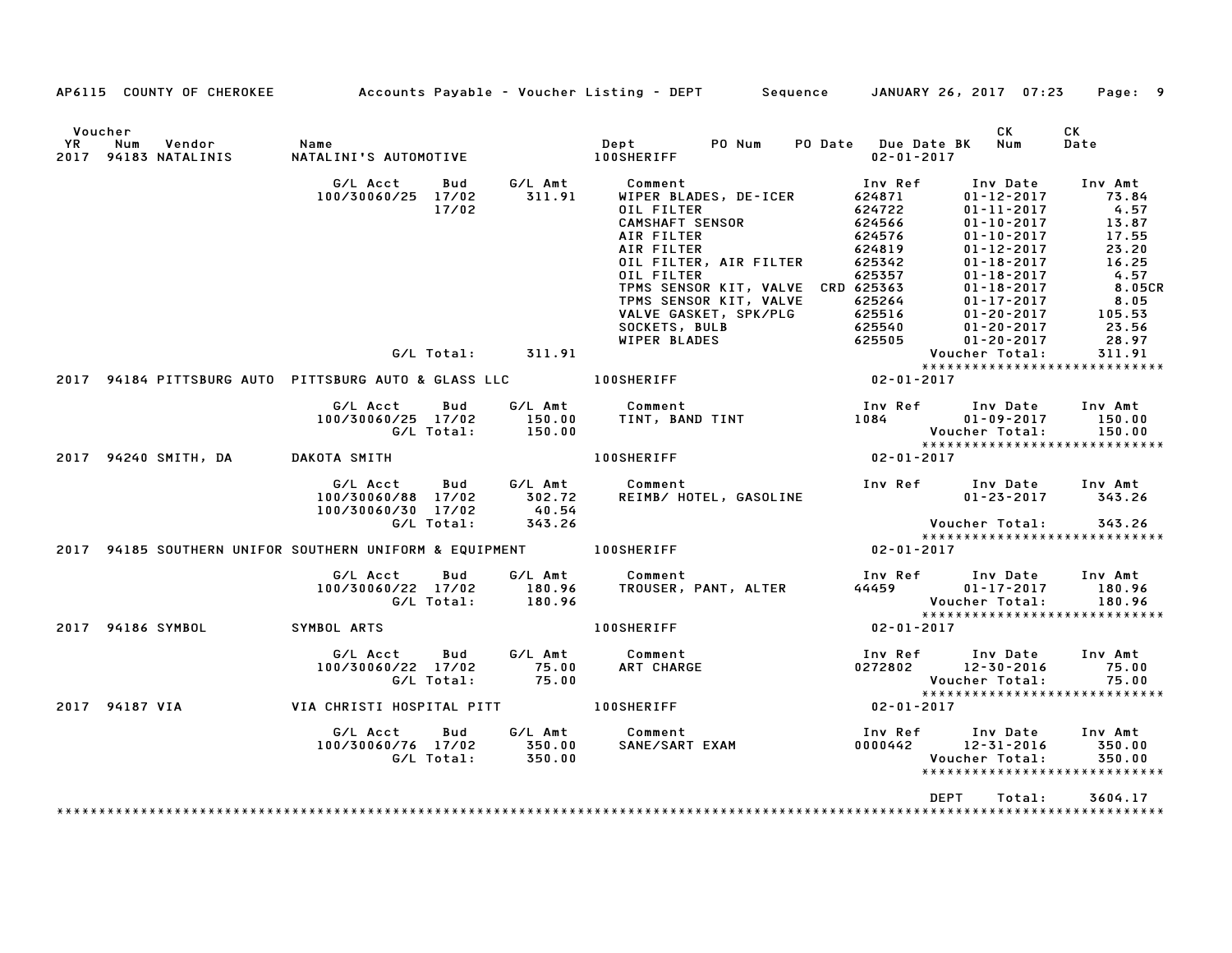AP6115 COUNTY OF CHEROKEE — Accounts Payable - Voucher Listing - DEPT — Sequence — JANUARY 26, 2017 07:23

| Voucher YR | Num | Vendor | Name | Dept | PO Num | PO Date | Due Date BK | CK Num | CK Date |
|---|---|---|---|---|---|---|---|---|---|
| 2017 | 94183 | NATALINIS | NATALINI'S AUTOMOTIVE | 100SHERIFF | | | 02-01-2017 | | |

| G/L Acct | Bud | G/L Amt | Comment | Inv Ref | Inv Date | Inv Amt |
|---|---|---|---|---|---|---|
| 100/30060/25 | 17/02 | 311.91 | WIPER BLADES, DE-ICER | 624871 | 01-12-2017 | 73.84 |
| | 17/02 | | OIL FILTER | 624722 | 01-11-2017 | 4.57 |
| | | | CAMSHAFT SENSOR | 624566 | 01-10-2017 | 13.87 |
| | | | AIR FILTER | 624576 | 01-10-2017 | 17.55 |
| | | | AIR FILTER | 624819 | 01-12-2017 | 23.20 |
| | | | OIL FILTER, AIR FILTER | 625342 | 01-18-2017 | 16.25 |
| | | | OIL FILTER | 625357 | 01-18-2017 | 4.57 |
| | | | TPMS SENSOR KIT, VALVE CRD | 625363 | 01-18-2017 | 8.05CR |
| | | | TPMS SENSOR KIT, VALVE | 625264 | 01-17-2017 | 8.05 |
| | | | VALVE GASKET, SPK/PLG | 625516 | 01-20-2017 | 105.53 |
| | | | SOCKETS, BULB | 625540 | 01-20-2017 | 23.56 |
| | | | WIPER BLADES | 625505 | 01-20-2017 | 28.97 |
| G/L Total: | | 311.91 | | | Voucher Total: | 311.91 |

| Voucher YR | Num | Vendor | Name | Dept | Due Date BK |
|---|---|---|---|---|---|
| 2017 | 94184 | PITTSBURG AUTO | PITTSBURG AUTO & GLASS LLC | 100SHERIFF | 02-01-2017 |

| G/L Acct | Bud | G/L Amt | Comment | Inv Ref | Inv Date | Inv Amt |
|---|---|---|---|---|---|---|
| 100/30060/25 | 17/02 | 150.00 | TINT, BAND TINT | 1084 | 01-09-2017 | 150.00 |
| G/L Total: | | 150.00 | | | Voucher Total: | 150.00 |

| Voucher YR | Num | Vendor | Name | Dept | Due Date BK |
|---|---|---|---|---|---|
| 2017 | 94240 | SMITH, DA | DAKOTA SMITH | 100SHERIFF | 02-01-2017 |

| G/L Acct | Bud | G/L Amt | Comment | Inv Ref | Inv Date | Inv Amt |
|---|---|---|---|---|---|---|
| 100/30060/88 | 17/02 | 302.72 | REIMB/ HOTEL, GASOLINE | | 01-23-2017 | 343.26 |
| 100/30060/30 | 17/02 | 40.54 | | | | |
| G/L Total: | | 343.26 | | | Voucher Total: | 343.26 |

| Voucher YR | Num | Vendor | Name | Dept | Due Date BK |
|---|---|---|---|---|---|
| 2017 | 94185 | SOUTHERN UNIFOR | SOUTHERN UNIFORM & EQUIPMENT | 100SHERIFF | 02-01-2017 |

| G/L Acct | Bud | G/L Amt | Comment | Inv Ref | Inv Date | Inv Amt |
|---|---|---|---|---|---|---|
| 100/30060/22 | 17/02 | 180.96 | TROUSER, PANT, ALTER | 44459 | 01-17-2017 | 180.96 |
| G/L Total: | | 180.96 | | | Voucher Total: | 180.96 |

| Voucher YR | Num | Vendor | Name | Dept | Due Date BK |
|---|---|---|---|---|---|
| 2017 | 94186 | SYMBOL | SYMBOL ARTS | 100SHERIFF | 02-01-2017 |

| G/L Acct | Bud | G/L Amt | Comment | Inv Ref | Inv Date | Inv Amt |
|---|---|---|---|---|---|---|
| 100/30060/22 | 17/02 | 75.00 | ART CHARGE | 0272802 | 12-30-2016 | 75.00 |
| G/L Total: | | 75.00 | | | Voucher Total: | 75.00 |

| Voucher YR | Num | Vendor | Name | Dept | Due Date BK |
|---|---|---|---|---|---|
| 2017 | 94187 | VIA | VIA CHRISTI HOSPITAL PITT | 100SHERIFF | 02-01-2017 |

| G/L Acct | Bud | G/L Amt | Comment | Inv Ref | Inv Date | Inv Amt |
|---|---|---|---|---|---|---|
| 100/30060/76 | 17/02 | 350.00 | SANE/SART EXAM | 0000442 | 12-31-2016 | 350.00 |
| G/L Total: | | 350.00 | | | Voucher Total: | 350.00 |

DEPT Total: 3604.17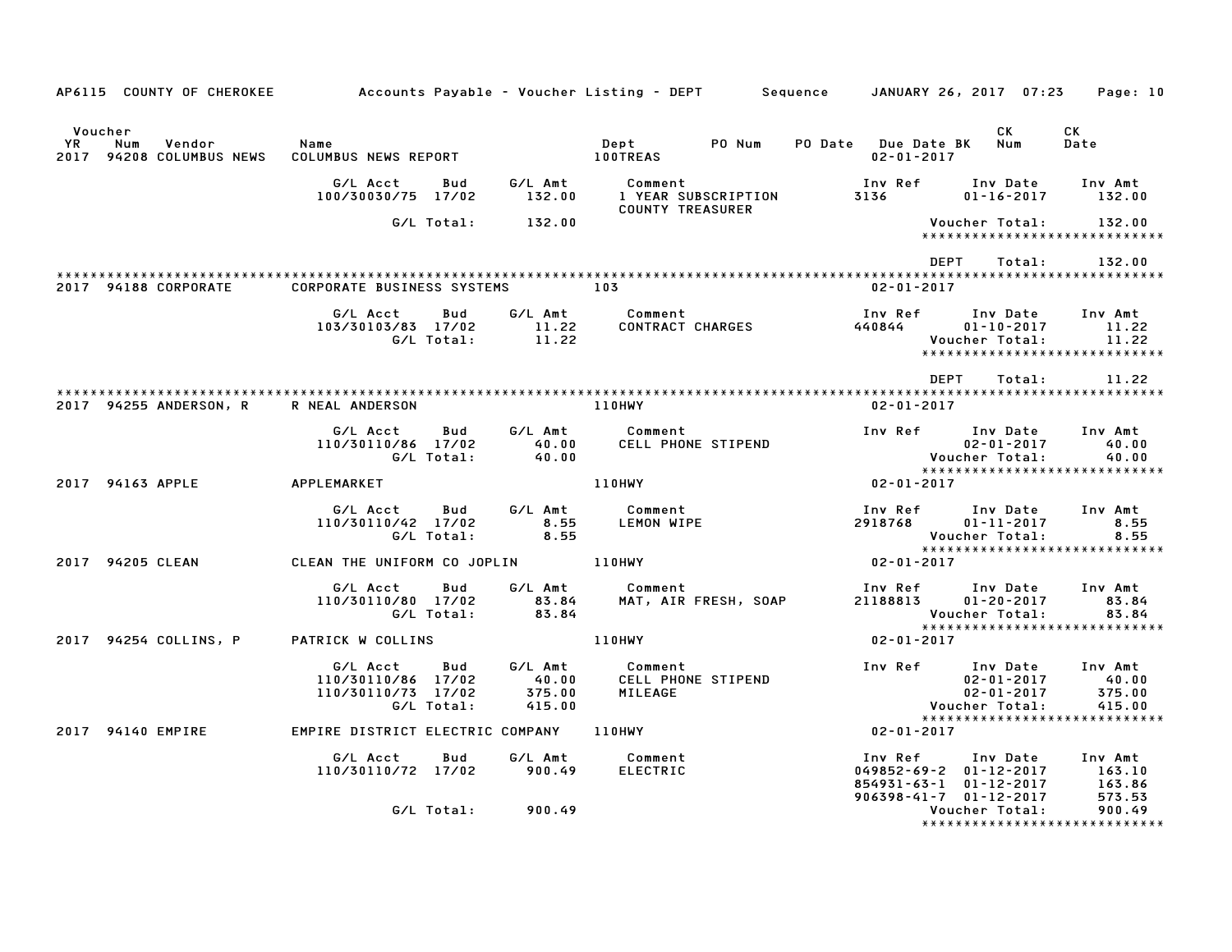AP6115 COUNTY OF CHEROKEE Accounts Payable - Voucher Listing - DEPT Sequence JANUARY 26, 2017 07:23

| Voucher YR | Num | Vendor | Name | Dept | PO Num | PO Date | Due Date BK | CK Num | CK Date |
|---|---|---|---|---|---|---|---|---|---|
| 2017 | 94208 | COLUMBUS NEWS | COLUMBUS NEWS REPORT | 100TREAS | | | 02-01-2017 | | |

| G/L Acct | Bud | G/L Amt | Comment | Inv Ref | Inv Date | Inv Amt |
|---|---|---|---|---|---|---|
| 100/30030/75 | 17/02 | 132.00 | 1 YEAR SUBSCRIPTION COUNTY TREASURER | 3136 | 01-16-2017 | 132.00 |
| | G/L Total: | 132.00 | | | Voucher Total: | 132.00 |

DEPT Total: 132.00

| Voucher YR | Num | Vendor | Name | Dept | Due Date |
|---|---|---|---|---|---|
| 2017 | 94188 | CORPORATE | CORPORATE BUSINESS SYSTEMS | 103 | 02-01-2017 |

| G/L Acct | Bud | G/L Amt | Comment | Inv Ref | Inv Date | Inv Amt |
|---|---|---|---|---|---|---|
| 103/30103/83 | 17/02 | 11.22 | CONTRACT CHARGES | 440844 | 01-10-2017 | 11.22 |
| | G/L Total: | 11.22 | | | Voucher Total: | 11.22 |

DEPT Total: 11.22

| Voucher YR | Num | Vendor | Name | Dept | Due Date |
|---|---|---|---|---|---|
| 2017 | 94255 | ANDERSON, R | R NEAL ANDERSON | 110HWY | 02-01-2017 |

| G/L Acct | Bud | G/L Amt | Comment | Inv Ref | Inv Date | Inv Amt |
|---|---|---|---|---|---|---|
| 110/30110/86 | 17/02 | 40.00 | CELL PHONE STIPEND | | 02-01-2017 | 40.00 |
| | G/L Total: | 40.00 | | | Voucher Total: | 40.00 |

| Voucher YR | Num | Vendor | Name | Dept | Due Date |
|---|---|---|---|---|---|
| 2017 | 94163 | APPLE | APPLEMARKET | 110HWY | 02-01-2017 |

| G/L Acct | Bud | G/L Amt | Comment | Inv Ref | Inv Date | Inv Amt |
|---|---|---|---|---|---|---|
| 110/30110/42 | 17/02 | 8.55 | LEMON WIPE | 2918768 | 01-11-2017 | 8.55 |
| | G/L Total: | 8.55 | | | Voucher Total: | 8.55 |

| Voucher YR | Num | Vendor | Name | Dept | Due Date |
|---|---|---|---|---|---|
| 2017 | 94205 | CLEAN | CLEAN THE UNIFORM CO JOPLIN | 110HWY | 02-01-2017 |

| G/L Acct | Bud | G/L Amt | Comment | Inv Ref | Inv Date | Inv Amt |
|---|---|---|---|---|---|---|
| 110/30110/80 | 17/02 | 83.84 | MAT, AIR FRESH, SOAP | 21188813 | 01-20-2017 | 83.84 |
| | G/L Total: | 83.84 | | | Voucher Total: | 83.84 |

| Voucher YR | Num | Vendor | Name | Dept | Due Date |
|---|---|---|---|---|---|
| 2017 | 94254 | COLLINS, P | PATRICK W COLLINS | 110HWY | 02-01-2017 |

| G/L Acct | Bud | G/L Amt | Comment | Inv Ref | Inv Date | Inv Amt |
|---|---|---|---|---|---|---|
| 110/30110/86 | 17/02 | 40.00 | CELL PHONE STIPEND | | 02-01-2017 | 40.00 |
| 110/30110/73 | 17/02 | 375.00 | MILEAGE | | 02-01-2017 | 375.00 |
| | G/L Total: | 415.00 | | | Voucher Total: | 415.00 |

| Voucher YR | Num | Vendor | Name | Dept | Due Date |
|---|---|---|---|---|---|
| 2017 | 94140 | EMPIRE | EMPIRE DISTRICT ELECTRIC COMPANY | 110HWY | 02-01-2017 |

| G/L Acct | Bud | G/L Amt | Comment | Inv Ref | Inv Date | Inv Amt |
|---|---|---|---|---|---|---|
| 110/30110/72 | 17/02 | 900.49 | ELECTRIC | 049852-69-2 | 01-12-2017 | 163.10 |
| | | | | 854931-63-1 | 01-12-2017 | 163.86 |
| | | | | 906398-41-7 | 01-12-2017 | 573.53 |
| | G/L Total: | 900.49 | | | Voucher Total: | 900.49 |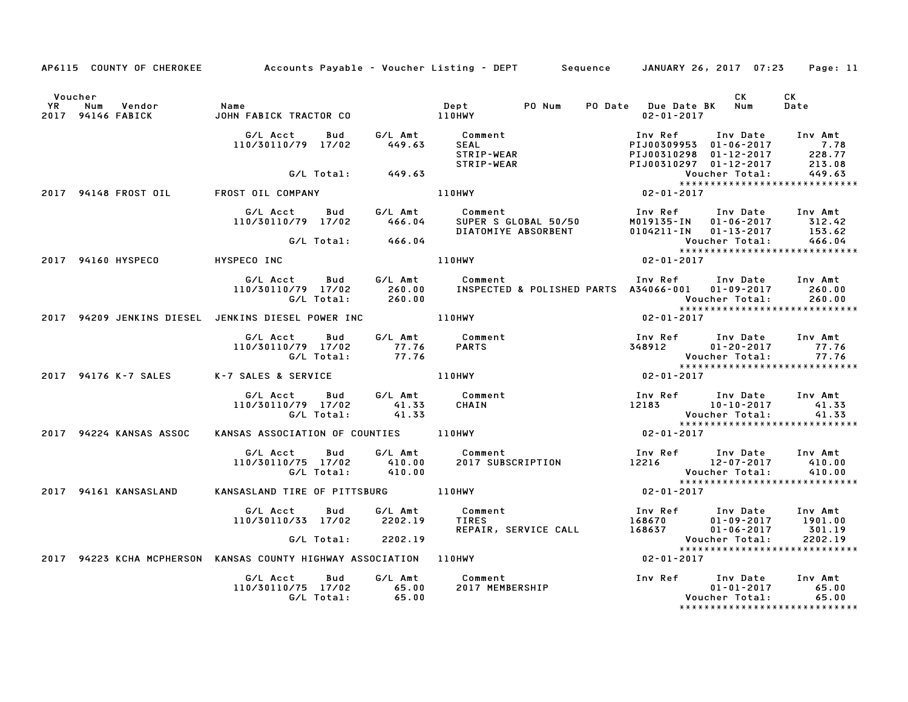AP6115 COUNTY OF CHEROKEE — Accounts Payable - Voucher Listing - DEPT — Sequence — JANUARY 26, 2017 07:23

| Voucher YR | Num | Vendor | Name | Dept | PO Num | PO Date | Due Date | BK | CK Num | CK Date |
|---|---|---|---|---|---|---|---|---|---|---|
| 2017 | 94146 | FABICK | JOHN FABICK TRACTOR CO | 110HWY | | | 02-01-2017 | | | |

| G/L Acct | Bud | G/L Amt | Comment | Inv Ref | Inv Date | Inv Amt |
|---|---|---|---|---|---|---|
| 110/30110/79 | 17/02 | 449.63 | SEAL | PIJ00309953 | 01-06-2017 | 7.78 |
| | | | STRIP-WEAR | PIJ00310298 | 01-12-2017 | 228.77 |
| | | | STRIP-WEAR | PIJ00310297 | 01-12-2017 | 213.08 |
| | G/L Total: | 449.63 | | | Voucher Total: | 449.63 |

| Voucher YR | Num | Vendor | Name | Dept | Due Date |
|---|---|---|---|---|---|
| 2017 | 94148 | FROST OIL | FROST OIL COMPANY | 110HWY | 02-01-2017 |

| G/L Acct | Bud | G/L Amt | Comment | Inv Ref | Inv Date | Inv Amt |
|---|---|---|---|---|---|---|
| 110/30110/79 | 17/02 | 466.04 | SUPER S GLOBAL 50/50 | M019135-IN | 01-06-2017 | 312.42 |
| | | | DIATOMIYE ABSORBENT | 0104211-IN | 01-13-2017 | 153.62 |
| | G/L Total: | 466.04 | | | Voucher Total: | 466.04 |

| Voucher YR | Num | Vendor | Name | Dept | Due Date |
|---|---|---|---|---|---|
| 2017 | 94160 | HYSPECO | HYSPECO INC | 110HWY | 02-01-2017 |

| G/L Acct | Bud | G/L Amt | Comment | Inv Ref | Inv Date | Inv Amt |
|---|---|---|---|---|---|---|
| 110/30110/79 | 17/02 | 260.00 | INSPECTED & POLISHED PARTS | A34066-001 | 01-09-2017 | 260.00 |
| | G/L Total: | 260.00 | | | Voucher Total: | 260.00 |

| Voucher YR | Num | Vendor | Name | Dept | Due Date |
|---|---|---|---|---|---|
| 2017 | 94209 | JENKINS DIESEL | JENKINS DIESEL POWER INC | 110HWY | 02-01-2017 |

| G/L Acct | Bud | G/L Amt | Comment | Inv Ref | Inv Date | Inv Amt |
|---|---|---|---|---|---|---|
| 110/30110/79 | 17/02 | 77.76 | PARTS | 348912 | 01-20-2017 | 77.76 |
| | G/L Total: | 77.76 | | | Voucher Total: | 77.76 |

| Voucher YR | Num | Vendor | Name | Dept | Due Date |
|---|---|---|---|---|---|
| 2017 | 94176 | K-7 SALES | K-7 SALES & SERVICE | 110HWY | 02-01-2017 |

| G/L Acct | Bud | G/L Amt | Comment | Inv Ref | Inv Date | Inv Amt |
|---|---|---|---|---|---|---|
| 110/30110/79 | 17/02 | 41.33 | CHAIN | 12183 | 10-10-2017 | 41.33 |
| | G/L Total: | 41.33 | | | Voucher Total: | 41.33 |

| Voucher YR | Num | Vendor | Name | Dept | Due Date |
|---|---|---|---|---|---|
| 2017 | 94224 | KANSAS ASSOC | KANSAS ASSOCIATION OF COUNTIES | 110HWY | 02-01-2017 |

| G/L Acct | Bud | G/L Amt | Comment | Inv Ref | Inv Date | Inv Amt |
|---|---|---|---|---|---|---|
| 110/30110/75 | 17/02 | 410.00 | 2017 SUBSCRIPTION | 12216 | 12-07-2017 | 410.00 |
| | G/L Total: | 410.00 | | | Voucher Total: | 410.00 |

| Voucher YR | Num | Vendor | Name | Dept | Due Date |
|---|---|---|---|---|---|
| 2017 | 94161 | KANSASLAND | KANSASLAND TIRE OF PITTSBURG | 110HWY | 02-01-2017 |

| G/L Acct | Bud | G/L Amt | Comment | Inv Ref | Inv Date | Inv Amt |
|---|---|---|---|---|---|---|
| 110/30110/33 | 17/02 | 2202.19 | TIRES | 168670 | 01-09-2017 | 1901.00 |
| | | | REPAIR, SERVICE CALL | 168637 | 01-06-2017 | 301.19 |
| | G/L Total: | 2202.19 | | | Voucher Total: | 2202.19 |

| Voucher YR | Num | Vendor | Name | Dept | Due Date |
|---|---|---|---|---|---|
| 2017 | 94223 | KCHA MCPHERSON | KANSAS COUNTY HIGHWAY ASSOCIATION | 110HWY | 02-01-2017 |

| G/L Acct | Bud | G/L Amt | Comment | Inv Ref | Inv Date | Inv Amt |
|---|---|---|---|---|---|---|
| 110/30110/75 | 17/02 | 65.00 | 2017 MEMBERSHIP | | 01-01-2017 | 65.00 |
| | G/L Total: | 65.00 | | | Voucher Total: | 65.00 |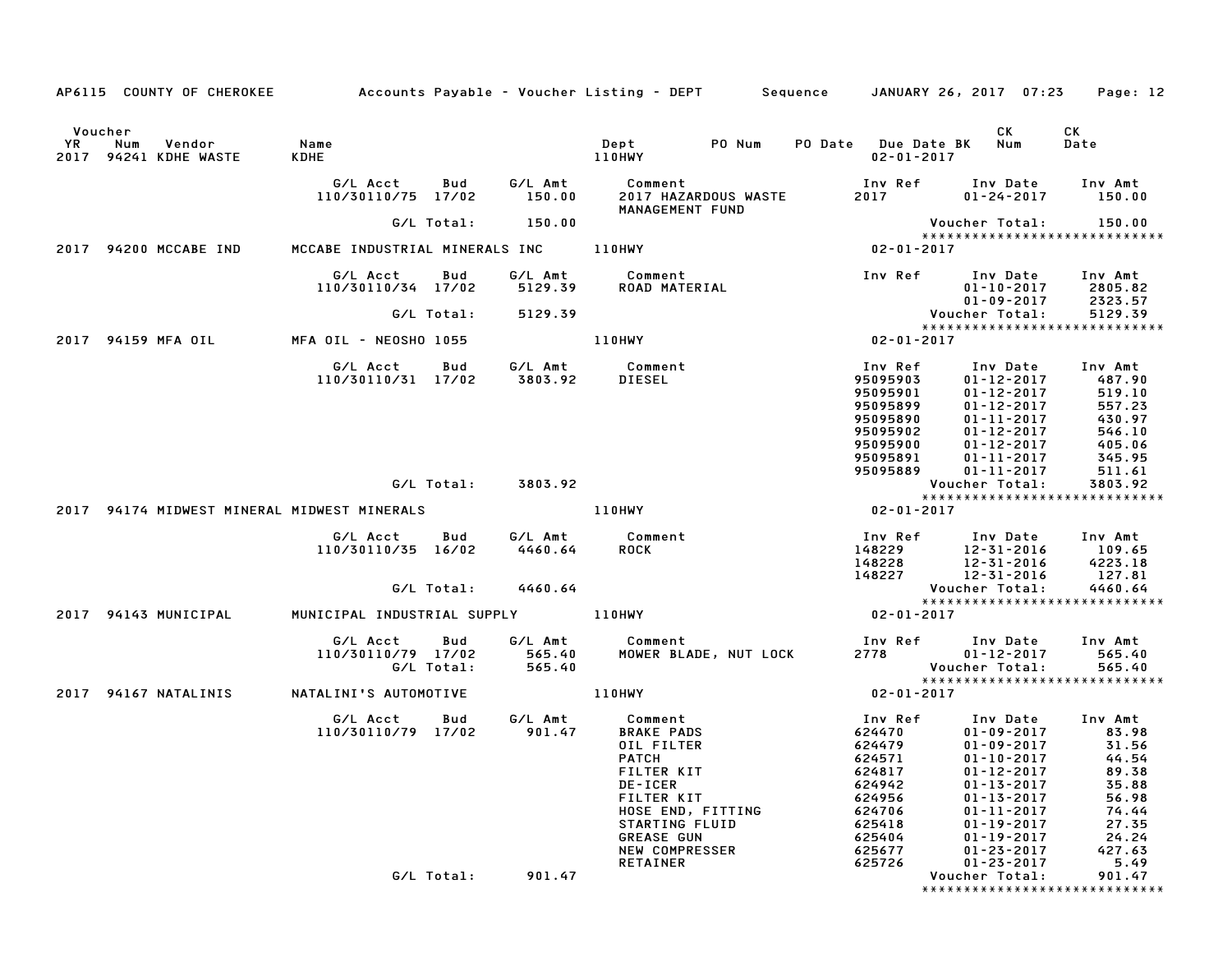AP6115 COUNTY OF CHEROKEE    Accounts Payable - Voucher Listing - DEPT    Sequence    JANUARY 26, 2017 07:23

| Voucher YR | Num | Vendor | Name | Dept | PO Num | PO Date | Due Date BK | CK Num | CK Date |
|---|---|---|---|---|---|---|---|---|---|
| 2017 | 94241 | KDHE WASTE | KDHE | 110HWY | | | 02-01-2017 | | |

| G/L Acct | Bud | G/L Amt | Comment | Inv Ref | Inv Date | Inv Amt |
|---|---|---|---|---|---|---|
| 110/30110/75 | 17/02 | 150.00 | 2017 HAZARDOUS WASTE MANAGEMENT FUND | 2017 | 01-24-2017 | 150.00 |
| | G/L Total: | 150.00 | | | Voucher Total: | 150.00 |

******************************

| Voucher YR | Num | Vendor | Name | Dept | Due Date BK |
|---|---|---|---|---|---|
| 2017 | 94200 | MCCABE IND | MCCABE INDUSTRIAL MINERALS INC | 110HWY | 02-01-2017 |

| G/L Acct | Bud | G/L Amt | Comment | Inv Ref | Inv Date | Inv Amt |
|---|---|---|---|---|---|---|
| 110/30110/34 | 17/02 | 5129.39 | ROAD MATERIAL | | 01-10-2017 | 2805.82 |
| | | | | | 01-09-2017 | 2323.57 |
| | G/L Total: | 5129.39 | | | Voucher Total: | 5129.39 |

******************************

| Voucher YR | Num | Vendor | Name | Dept | Due Date BK |
|---|---|---|---|---|---|
| 2017 | 94159 | MFA OIL | MFA OIL - NEOSHO 1055 | 110HWY | 02-01-2017 |

| G/L Acct | Bud | G/L Amt | Comment | Inv Ref | Inv Date | Inv Amt |
|---|---|---|---|---|---|---|
| 110/30110/31 | 17/02 | 3803.92 | DIESEL | 95095903 | 01-12-2017 | 487.90 |
| | | | | 95095901 | 01-12-2017 | 519.10 |
| | | | | 95095899 | 01-12-2017 | 557.23 |
| | | | | 95095890 | 01-11-2017 | 430.97 |
| | | | | 95095902 | 01-12-2017 | 546.10 |
| | | | | 95095900 | 01-12-2017 | 405.06 |
| | | | | 95095891 | 01-11-2017 | 345.95 |
| | | | | 95095889 | 01-11-2017 | 511.61 |
| | G/L Total: | 3803.92 | | | Voucher Total: | 3803.92 |

******************************

| Voucher YR | Num | Vendor | Name | Dept | Due Date BK |
|---|---|---|---|---|---|
| 2017 | 94174 | MIDWEST MINERAL | MIDWEST MINERALS | 110HWY | 02-01-2017 |

| G/L Acct | Bud | G/L Amt | Comment | Inv Ref | Inv Date | Inv Amt |
|---|---|---|---|---|---|---|
| 110/30110/35 | 16/02 | 4460.64 | ROCK | 148229 | 12-31-2016 | 109.65 |
| | | | | 148228 | 12-31-2016 | 4223.18 |
| | | | | 148227 | 12-31-2016 | 127.81 |
| | G/L Total: | 4460.64 | | | Voucher Total: | 4460.64 |

******************************

| Voucher YR | Num | Vendor | Name | Dept | Due Date BK |
|---|---|---|---|---|---|
| 2017 | 94143 | MUNICIPAL | MUNICIPAL INDUSTRIAL SUPPLY | 110HWY | 02-01-2017 |

| G/L Acct | Bud | G/L Amt | Comment | Inv Ref | Inv Date | Inv Amt |
|---|---|---|---|---|---|---|
| 110/30110/79 | 17/02 | 565.40 | MOWER BLADE, NUT LOCK | 2778 | 01-12-2017 | 565.40 |
| | G/L Total: | 565.40 | | | Voucher Total: | 565.40 |

******************************

| Voucher YR | Num | Vendor | Name | Dept | Due Date BK |
|---|---|---|---|---|---|
| 2017 | 94167 | NATALINIS | NATALINI'S AUTOMOTIVE | 110HWY | 02-01-2017 |

| G/L Acct | Bud | G/L Amt | Comment | Inv Ref | Inv Date | Inv Amt |
|---|---|---|---|---|---|---|
| 110/30110/79 | 17/02 | 901.47 | BRAKE PADS | 624470 | 01-09-2017 | 83.98 |
| | | | OIL FILTER | 624479 | 01-09-2017 | 31.56 |
| | | | PATCH | 624571 | 01-10-2017 | 44.54 |
| | | | FILTER KIT | 624817 | 01-12-2017 | 89.38 |
| | | | DE-ICER | 624942 | 01-13-2017 | 35.88 |
| | | | FILTER KIT | 624956 | 01-13-2017 | 56.98 |
| | | | HOSE END, FITTING | 624706 | 01-11-2017 | 74.44 |
| | | | STARTING FLUID | 625418 | 01-19-2017 | 27.35 |
| | | | GREASE GUN | 625404 | 01-19-2017 | 24.24 |
| | | | NEW COMPRESSER | 625677 | 01-23-2017 | 427.63 |
| | | | RETAINER | 625726 | 01-23-2017 | 5.49 |
| | G/L Total: | 901.47 | | | Voucher Total: | 901.47 |

******************************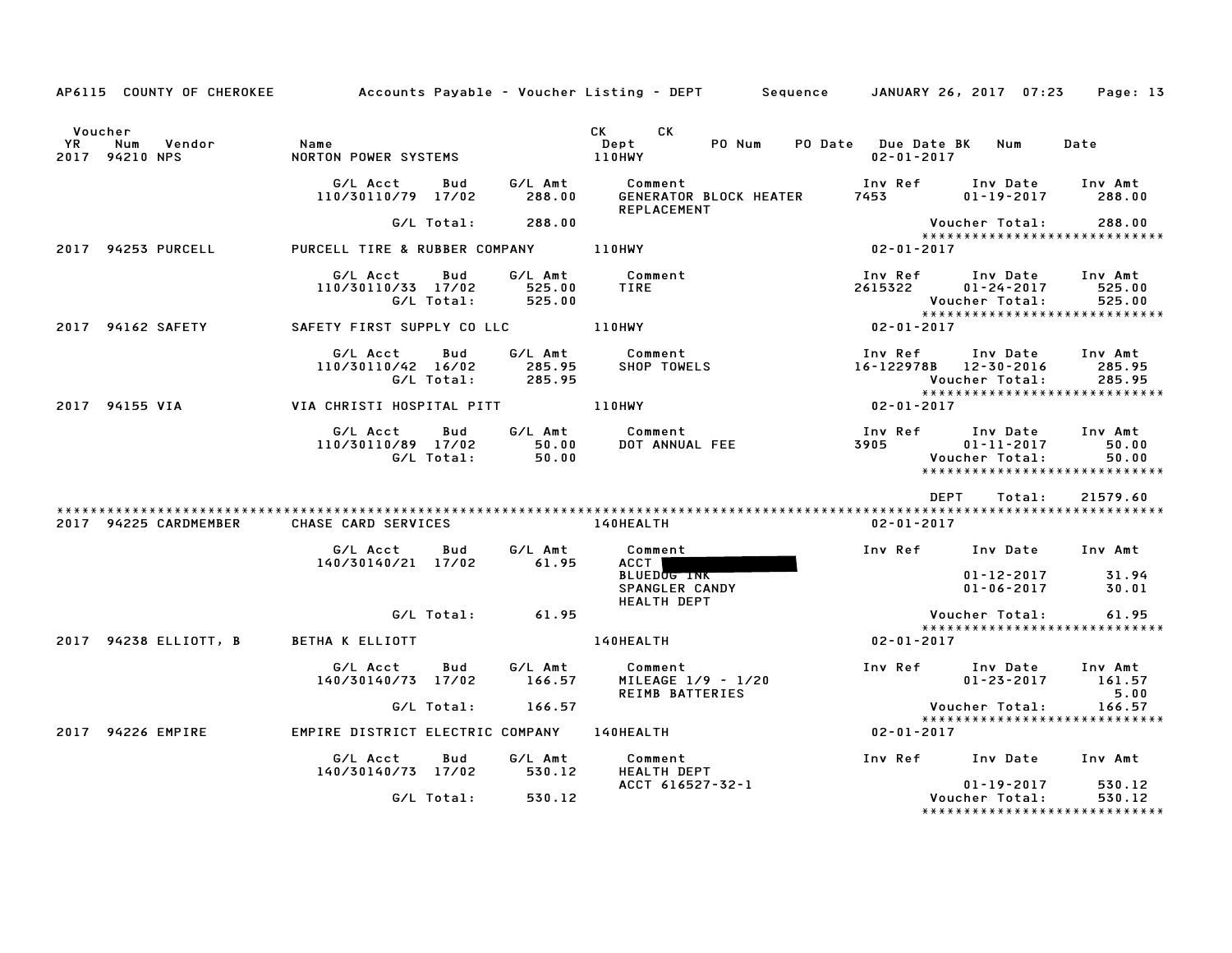AP6115 COUNTY OF CHEROKEE — Accounts Payable - Voucher Listing - DEPT — Sequence — JANUARY 26, 2017 07:23

| Voucher YR | Num | Vendor | Name | CK Dept | CK | PO Num | PO Date | Due Date | BK | Num | Date |
|---|---|---|---|---|---|---|---|---|---|---|---|
| 2017 | 94210 | NPS | NORTON POWER SYSTEMS | 110HWY | | | | 02-01-2017 | | | |

| G/L Acct | Bud | G/L Amt | Comment | Inv Ref | Inv Date | Inv Amt |
|---|---|---|---|---|---|---|
| 110/30110/79 | 17/02 | 288.00 | GENERATOR BLOCK HEATER REPLACEMENT | 7453 | 01-19-2017 | 288.00 |
| | G/L Total: | 288.00 | | | Voucher Total: | 288.00 |

******************************

| Voucher YR | Num | Vendor | Name | CK Dept | Due Date |
|---|---|---|---|---|---|
| 2017 | 94253 | PURCELL | PURCELL TIRE & RUBBER COMPANY | 110HWY | 02-01-2017 |

| G/L Acct | Bud | G/L Amt | Comment | Inv Ref | Inv Date | Inv Amt |
|---|---|---|---|---|---|---|
| 110/30110/33 | 17/02 | 525.00 | TIRE | 2615322 | 01-24-2017 | 525.00 |
| | G/L Total: | 525.00 | | | Voucher Total: | 525.00 |

******************************

| Voucher YR | Num | Vendor | Name | CK Dept | Due Date |
|---|---|---|---|---|---|
| 2017 | 94162 | SAFETY | SAFETY FIRST SUPPLY CO LLC | 110HWY | 02-01-2017 |

| G/L Acct | Bud | G/L Amt | Comment | Inv Ref | Inv Date | Inv Amt |
|---|---|---|---|---|---|---|
| 110/30110/42 | 16/02 | 285.95 | SHOP TOWELS | 16-122978B | 12-30-2016 | 285.95 |
| | G/L Total: | 285.95 | | | Voucher Total: | 285.95 |

******************************

| Voucher YR | Num | Vendor | Name | CK Dept | Due Date |
|---|---|---|---|---|---|
| 2017 | 94155 | VIA | VIA CHRISTI HOSPITAL PITT | 110HWY | 02-01-2017 |

| G/L Acct | Bud | G/L Amt | Comment | Inv Ref | Inv Date | Inv Amt |
|---|---|---|---|---|---|---|
| 110/30110/89 | 17/02 | 50.00 | DOT ANNUAL FEE | 3905 | 01-11-2017 | 50.00 |
| | G/L Total: | 50.00 | | | Voucher Total: | 50.00 |

******************************

DEPT Total: 21579.60

******************************

| Voucher YR | Num | Vendor | Name | CK Dept | Due Date |
|---|---|---|---|---|---|
| 2017 | 94225 | CARDMEMBER | CHASE CARD SERVICES | 140HEALTH | 02-01-2017 |

| G/L Acct | Bud | G/L Amt | Comment | Inv Ref | Inv Date | Inv Amt |
|---|---|---|---|---|---|---|
| 140/30140/21 | 17/02 | 61.95 | ACCT [REDACTED] | | | |
| | | | BLUEDOG INK | | 01-12-2017 | 31.94 |
| | | | SPANGLER CANDY | | 01-06-2017 | 30.01 |
| | | | HEALTH DEPT | | | |
| | G/L Total: | 61.95 | | | Voucher Total: | 61.95 |

******************************

| Voucher YR | Num | Vendor | Name | CK Dept | Due Date |
|---|---|---|---|---|---|
| 2017 | 94238 | ELLIOTT, B | BETHA K ELLIOTT | 140HEALTH | 02-01-2017 |

| G/L Acct | Bud | G/L Amt | Comment | Inv Ref | Inv Date | Inv Amt |
|---|---|---|---|---|---|---|
| 140/30140/73 | 17/02 | 166.57 | MILEAGE 1/9 - 1/20 | | 01-23-2017 | 161.57 |
| | | | REIMB BATTERIES | | | 5.00 |
| | G/L Total: | 166.57 | | | Voucher Total: | 166.57 |

******************************

| Voucher YR | Num | Vendor | Name | CK Dept | Due Date |
|---|---|---|---|---|---|
| 2017 | 94226 | EMPIRE | EMPIRE DISTRICT ELECTRIC COMPANY | 140HEALTH | 02-01-2017 |

| G/L Acct | Bud | G/L Amt | Comment | Inv Ref | Inv Date | Inv Amt |
|---|---|---|---|---|---|---|
| 140/30140/73 | 17/02 | 530.12 | HEALTH DEPT | | | |
| | | | ACCT 616527-32-1 | | 01-19-2017 | 530.12 |
| | G/L Total: | 530.12 | | | Voucher Total: | 530.12 |

******************************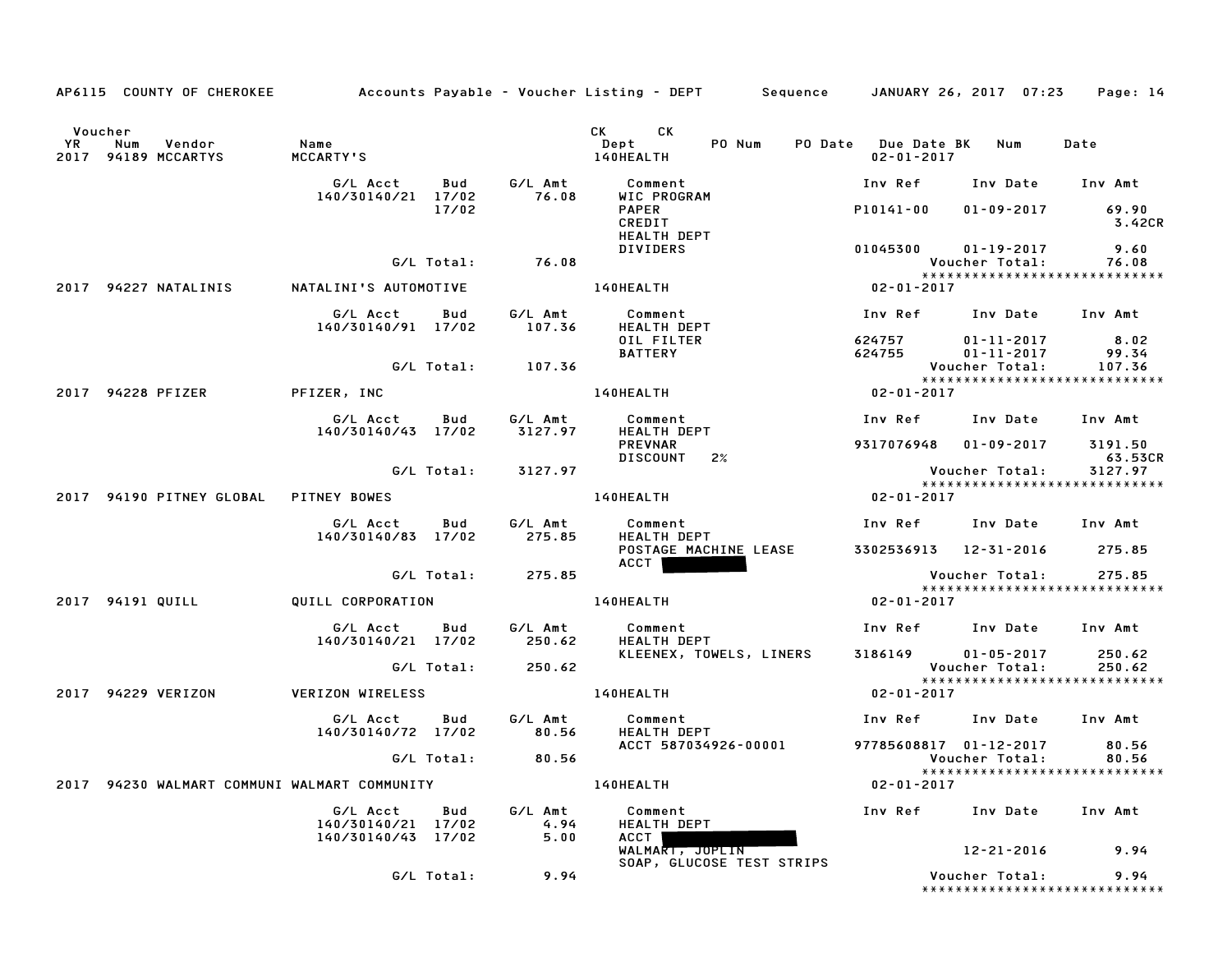AP6115 COUNTY OF CHEROKEE — Accounts Payable - Voucher Listing - DEPT — Sequence — JANUARY 26, 2017 07:23

| Voucher YR | Num | Vendor | Name | CK Dept | CK PO Num | PO Date | Due Date BK | Num | Date |
|---|---|---|---|---|---|---|---|---|---|
| 2017 | 94189 | MCCARTYS | MCCARTY'S | 140HEALTH | | | 02-01-2017 | | |

| G/L Acct | Bud | G/L Amt | Comment | Inv Ref | Inv Date | Inv Amt |
|---|---|---|---|---|---|---|
| 140/30140/21 | 17/02 | 76.08 | WIC PROGRAM | | | |
| | 17/02 | | PAPER | P10141-00 | 01-09-2017 | 69.90 |
| | | | CREDIT | | | 3.42CR |
| | | | HEALTH DEPT | | | |
| | | | DIVIDERS | 01045300 | 01-19-2017 | 9.60 |
| | G/L Total: | 76.08 | | | Voucher Total: | 76.08 |

| Voucher YR | Num | Vendor | Name | CK Dept | Due Date |
|---|---|---|---|---|---|
| 2017 | 94227 | NATALINIS | NATALINI'S AUTOMOTIVE | 140HEALTH | 02-01-2017 |

| G/L Acct | Bud | G/L Amt | Comment | Inv Ref | Inv Date | Inv Amt |
|---|---|---|---|---|---|---|
| 140/30140/91 | 17/02 | 107.36 | HEALTH DEPT | | | |
| | | | OIL FILTER | 624757 | 01-11-2017 | 8.02 |
| | | | BATTERY | 624755 | 01-11-2017 | 99.34 |
| | G/L Total: | 107.36 | | | Voucher Total: | 107.36 |

| Voucher YR | Num | Vendor | Name | CK Dept | Due Date |
|---|---|---|---|---|---|
| 2017 | 94228 | PFIZER | PFIZER, INC | 140HEALTH | 02-01-2017 |

| G/L Acct | Bud | G/L Amt | Comment | Inv Ref | Inv Date | Inv Amt |
|---|---|---|---|---|---|---|
| 140/30140/43 | 17/02 | 3127.97 | HEALTH DEPT | | | |
| | | | PREVNAR | 9317076948 | 01-09-2017 | 3191.50 |
| | | | DISCOUNT 2% | | | 63.53CR |
| | G/L Total: | 3127.97 | | | Voucher Total: | 3127.97 |

| Voucher YR | Num | Vendor | Name | CK Dept | Due Date |
|---|---|---|---|---|---|
| 2017 | 94190 | PITNEY GLOBAL | PITNEY BOWES | 140HEALTH | 02-01-2017 |

| G/L Acct | Bud | G/L Amt | Comment | Inv Ref | Inv Date | Inv Amt |
|---|---|---|---|---|---|---|
| 140/30140/83 | 17/02 | 275.85 | HEALTH DEPT | | | |
| | | | POSTAGE MACHINE LEASE | 3302536913 | 12-31-2016 | 275.85 |
| | | | ACCT ██████ | | | |
| | G/L Total: | 275.85 | | | Voucher Total: | 275.85 |

| Voucher YR | Num | Vendor | Name | CK Dept | Due Date |
|---|---|---|---|---|---|
| 2017 | 94191 | QUILL | QUILL CORPORATION | 140HEALTH | 02-01-2017 |

| G/L Acct | Bud | G/L Amt | Comment | Inv Ref | Inv Date | Inv Amt |
|---|---|---|---|---|---|---|
| 140/30140/21 | 17/02 | 250.62 | HEALTH DEPT | | | |
| | | | KLEENEX, TOWELS, LINERS | 3186149 | 01-05-2017 | 250.62 |
| | G/L Total: | 250.62 | | | Voucher Total: | 250.62 |

| Voucher YR | Num | Vendor | Name | CK Dept | Due Date |
|---|---|---|---|---|---|
| 2017 | 94229 | VERIZON | VERIZON WIRELESS | 140HEALTH | 02-01-2017 |

| G/L Acct | Bud | G/L Amt | Comment | Inv Ref | Inv Date | Inv Amt |
|---|---|---|---|---|---|---|
| 140/30140/72 | 17/02 | 80.56 | HEALTH DEPT | | | |
| | | | ACCT 587034926-00001 | 97785608817 | 01-12-2017 | 80.56 |
| | G/L Total: | 80.56 | | | Voucher Total: | 80.56 |

| Voucher YR | Num | Vendor | Name | CK Dept | Due Date |
|---|---|---|---|---|---|
| 2017 | 94230 | WALMART COMMUNI | WALMART COMMUNITY | 140HEALTH | 02-01-2017 |

| G/L Acct | Bud | G/L Amt | Comment | Inv Ref | Inv Date | Inv Amt |
|---|---|---|---|---|---|---|
| 140/30140/21 | 17/02 | 4.94 | HEALTH DEPT | | | |
| 140/30140/43 | 17/02 | 5.00 | ACCT ██████ | | | |
| | | | WALMART, JOPLIN | | 12-21-2016 | 9.94 |
| | | | SOAP, GLUCOSE TEST STRIPS | | | |
| | G/L Total: | 9.94 | | | Voucher Total: | 9.94 |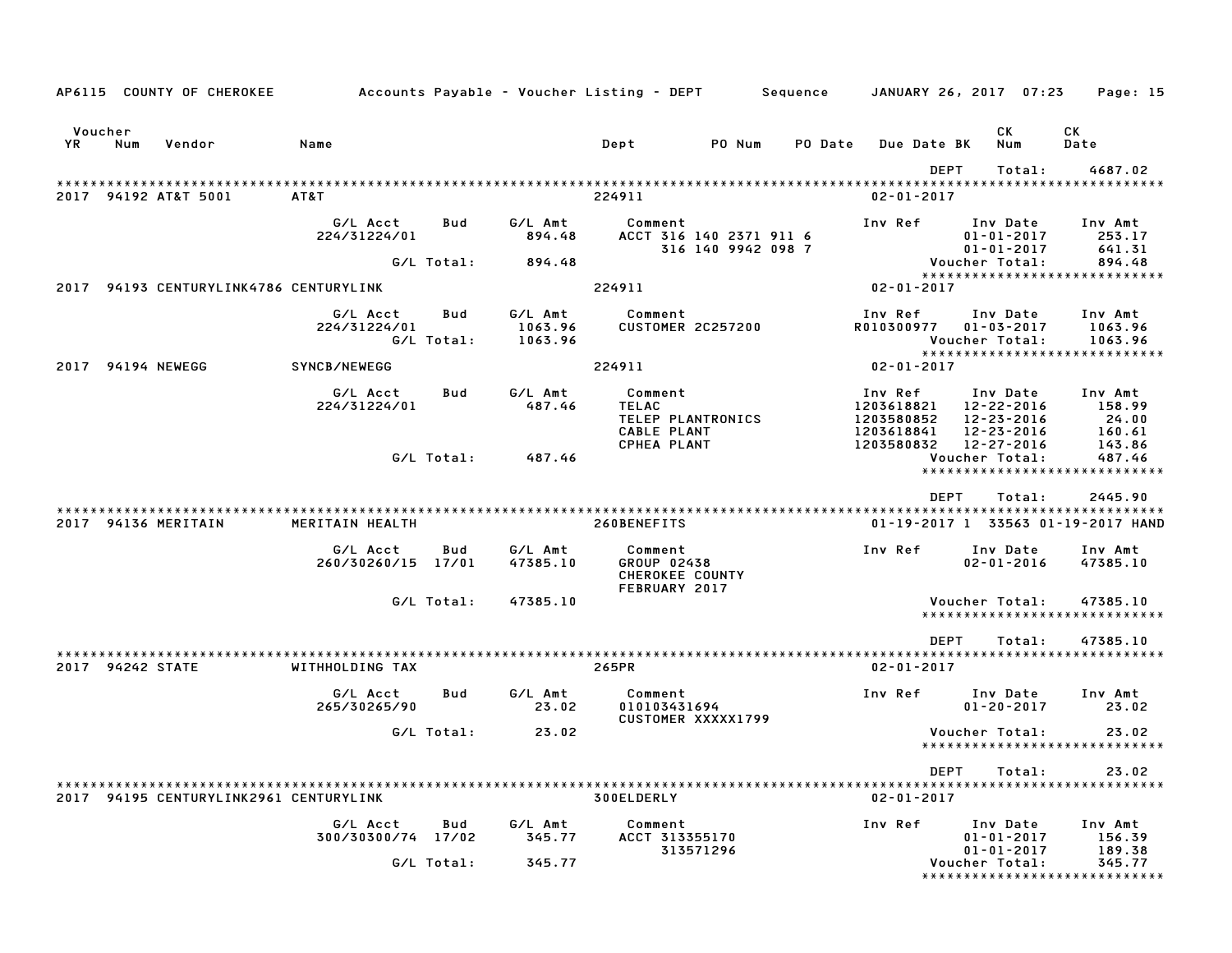AP6115 COUNTY OF CHEROKEE — Accounts Payable - Voucher Listing - DEPT — Sequence — JANUARY 26, 2017 07:23

| Voucher YR | Num | Vendor | Name | Dept | PO Num | PO Date | Due Date BK | CK Num | CK Date |
|---|---|---|---|---|---|---|---|---|---|

DEPT Total: 4687.02

---

**2017 94192 AT&T 5001 — AT&T — 224911 — 02-01-2017**

| G/L Acct | Bud | G/L Amt | Comment | Inv Ref | Inv Date | Inv Amt |
|---|---|---|---|---|---|---|
| 224/31224/01 | | 894.48 | ACCT 316 140 2371 911 6 | | 01-01-2017 | 253.17 |
| | | | 316 140 9942 098 7 | | 01-01-2017 | 641.31 |
| | G/L Total: | 894.48 | | | Voucher Total: | 894.48 |

**2017 94193 CENTURYLINK4786 CENTURYLINK — 224911 — 02-01-2017**

| G/L Acct | Bud | G/L Amt | Comment | Inv Ref | Inv Date | Inv Amt |
|---|---|---|---|---|---|---|
| 224/31224/01 | | 1063.96 | CUSTOMER 2C257200 | R010300977 | 01-03-2017 | 1063.96 |
| | G/L Total: | 1063.96 | | | Voucher Total: | 1063.96 |

**2017 94194 NEWEGG — SYNCB/NEWEGG — 224911 — 02-01-2017**

| G/L Acct | Bud | G/L Amt | Comment | Inv Ref | Inv Date | Inv Amt |
|---|---|---|---|---|---|---|
| 224/31224/01 | | 487.46 | TELAC | 1203618821 | 12-22-2016 | 158.99 |
| | | | TELEP PLANTRONICS | 1203580852 | 12-23-2016 | 24.00 |
| | | | CABLE PLANT | 1203618841 | 12-23-2016 | 160.61 |
| | | | CPHEA PLANT | 1203580832 | 12-27-2016 | 143.86 |
| | G/L Total: | 487.46 | | | Voucher Total: | 487.46 |

DEPT Total: 2445.90

---

**2017 94136 MERITAIN — MERITAIN HEALTH — 260BENEFITS — 01-19-2017 1 33563 01-19-2017 HAND**

| G/L Acct | Bud | G/L Amt | Comment | Inv Ref | Inv Date | Inv Amt |
|---|---|---|---|---|---|---|
| 260/30260/15 | 17/01 | 47385.10 | GROUP 02438 | | 02-01-2016 | 47385.10 |
| | | | CHEROKEE COUNTY | | | |
| | | | FEBRUARY 2017 | | | |
| | G/L Total: | 47385.10 | | | Voucher Total: | 47385.10 |

DEPT Total: 47385.10

---

**2017 94242 STATE — WITHHOLDING TAX — 265PR — 02-01-2017**

| G/L Acct | Bud | G/L Amt | Comment | Inv Ref | Inv Date | Inv Amt |
|---|---|---|---|---|---|---|
| 265/30265/90 | | 23.02 | 010103431694 | | 01-20-2017 | 23.02 |
| | | | CUSTOMER XXXXX1799 | | | |
| | G/L Total: | 23.02 | | | Voucher Total: | 23.02 |

DEPT Total: 23.02

---

**2017 94195 CENTURYLINK2961 CENTURYLINK — 300ELDERLY — 02-01-2017**

| G/L Acct | Bud | G/L Amt | Comment | Inv Ref | Inv Date | Inv Amt |
|---|---|---|---|---|---|---|
| 300/30300/74 | 17/02 | 345.77 | ACCT 313355170 | | 01-01-2017 | 156.39 |
| | | | 313571296 | | 01-01-2017 | 189.38 |
| | G/L Total: | 345.77 | | | Voucher Total: | 345.77 |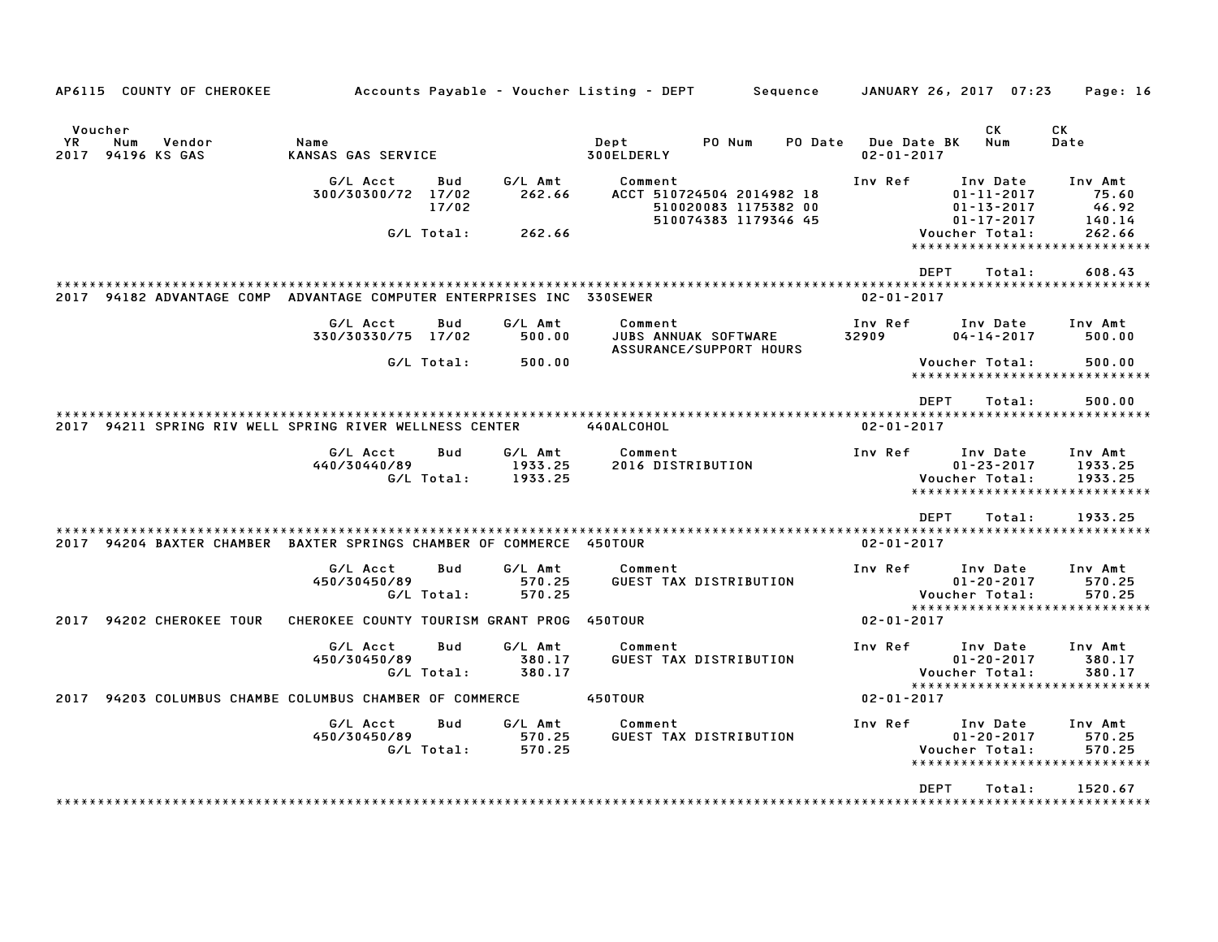AP6115 COUNTY OF CHEROKEE — Accounts Payable - Voucher Listing - DEPT — Sequence — JANUARY 26, 2017 07:23

| Voucher YR | Num | Vendor | Name | Dept | PO Num | PO Date | Due Date BK | CK Num | CK Date |
|---|---|---|---|---|---|---|---|---|---|
| 2017 | 94196 | KS GAS | KANSAS GAS SERVICE | 300ELDERLY | | | 02-01-2017 | | |

| G/L Acct | Bud | G/L Amt | Comment | Inv Ref | Inv Date | Inv Amt |
|---|---|---|---|---|---|---|
| 300/30300/72 | 17/02 | 262.66 | ACCT 510724504 2014982 18 | | 01-11-2017 | 75.60 |
| | 17/02 | | 510020083 1175382 00 | | 01-13-2017 | 46.92 |
| | | | 510074383 1179346 45 | | 01-17-2017 | 140.14 |
| | G/L Total: | 262.66 | | | Voucher Total: | 262.66 |

DEPT Total: 608.43

| Voucher YR | Num | Vendor | Name | Dept | Due Date BK |
|---|---|---|---|---|---|
| 2017 | 94182 | ADVANTAGE COMP | ADVANTAGE COMPUTER ENTERPRISES INC | 330SEWER | 02-01-2017 |

| G/L Acct | Bud | G/L Amt | Comment | Inv Ref | Inv Date | Inv Amt |
|---|---|---|---|---|---|---|
| 330/30330/75 | 17/02 | 500.00 | JUBS ANNUAK SOFTWARE ASSURANCE/SUPPORT HOURS | 32909 | 04-14-2017 | 500.00 |
| | G/L Total: | 500.00 | | | Voucher Total: | 500.00 |

DEPT Total: 500.00

| Voucher YR | Num | Vendor | Name | Dept | Due Date BK |
|---|---|---|---|---|---|
| 2017 | 94211 | SPRING RIV WELL | SPRING RIVER WELLNESS CENTER | 440ALCOHOL | 02-01-2017 |

| G/L Acct | Bud | G/L Amt | Comment | Inv Ref | Inv Date | Inv Amt |
|---|---|---|---|---|---|---|
| 440/30440/89 | | 1933.25 | 2016 DISTRIBUTION | | 01-23-2017 | 1933.25 |
| | G/L Total: | 1933.25 | | | Voucher Total: | 1933.25 |

DEPT Total: 1933.25

| Voucher YR | Num | Vendor | Name | Dept | Due Date BK |
|---|---|---|---|---|---|
| 2017 | 94204 | BAXTER CHAMBER | BAXTER SPRINGS CHAMBER OF COMMERCE | 450TOUR | 02-01-2017 |

| G/L Acct | Bud | G/L Amt | Comment | Inv Ref | Inv Date | Inv Amt |
|---|---|---|---|---|---|---|
| 450/30450/89 | | 570.25 | GUEST TAX DISTRIBUTION | | 01-20-2017 | 570.25 |
| | G/L Total: | 570.25 | | | Voucher Total: | 570.25 |

| Voucher YR | Num | Vendor | Name | Dept | Due Date BK |
|---|---|---|---|---|---|
| 2017 | 94202 | CHEROKEE TOUR | CHEROKEE COUNTY TOURISM GRANT PROG | 450TOUR | 02-01-2017 |

| G/L Acct | Bud | G/L Amt | Comment | Inv Ref | Inv Date | Inv Amt |
|---|---|---|---|---|---|---|
| 450/30450/89 | | 380.17 | GUEST TAX DISTRIBUTION | | 01-20-2017 | 380.17 |
| | G/L Total: | 380.17 | | | Voucher Total: | 380.17 |

| Voucher YR | Num | Vendor | Name | Dept | Due Date BK |
|---|---|---|---|---|---|
| 2017 | 94203 | COLUMBUS CHAMBE | COLUMBUS CHAMBER OF COMMERCE | 450TOUR | 02-01-2017 |

| G/L Acct | Bud | G/L Amt | Comment | Inv Ref | Inv Date | Inv Amt |
|---|---|---|---|---|---|---|
| 450/30450/89 | | 570.25 | GUEST TAX DISTRIBUTION | | 01-20-2017 | 570.25 |
| | G/L Total: | 570.25 | | | Voucher Total: | 570.25 |

DEPT Total: 1520.67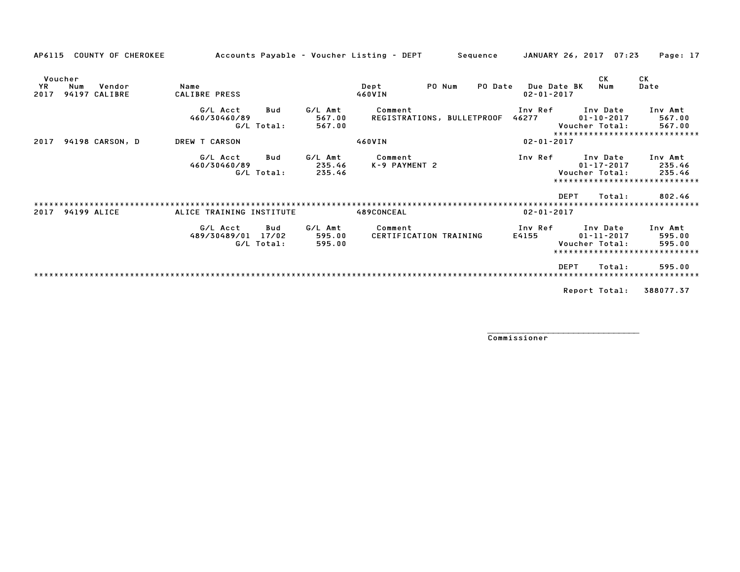AP6115 COUNTY OF CHEROKEE — Accounts Payable - Voucher Listing - DEPT — Sequence — JANUARY 26, 2017 07:23

| Voucher YR | Num | Vendor | Name | Dept | PO Num | PO Date | Due Date BK | CK Num | CK Date |
|---|---|---|---|---|---|---|---|---|---|
| 2017 | 94197 | CALIBRE | CALIBRE PRESS | 460VIN | | | 02-01-2017 | | |

| G/L Acct | Bud | G/L Amt | Comment | Inv Ref | Inv Date | Inv Amt |
|---|---|---|---|---|---|---|
| 460/30460/89 | | 567.00 | REGISTRATIONS, BULLETPROOF | 46277 | 01-10-2017 | 567.00 |
| | G/L Total: | 567.00 | | | Voucher Total: | 567.00 |

****************************

| Voucher YR | Num | Vendor | Name | Dept | PO Num | PO Date | Due Date BK | CK Num | CK Date |
|---|---|---|---|---|---|---|---|---|---|
| 2017 | 94198 | CARSON, D | DREW T CARSON | 460VIN | | | 02-01-2017 | | |

| G/L Acct | Bud | G/L Amt | Comment | Inv Ref | Inv Date | Inv Amt |
|---|---|---|---|---|---|---|
| 460/30460/89 | | 235.46 | K-9 PAYMENT 2 | | 01-17-2017 | 235.46 |
| | G/L Total: | 235.46 | | | Voucher Total: | 235.46 |

****************************

DEPT Total: 802.46

****************************************************************************************************************************************

| Voucher YR | Num | Vendor | Name | Dept | PO Num | PO Date | Due Date BK | CK Num | CK Date |
|---|---|---|---|---|---|---|---|---|---|
| 2017 | 94199 | ALICE | ALICE TRAINING INSTITUTE | 489CONCEAL | | | 02-01-2017 | | |

| G/L Acct | Bud | G/L Amt | Comment | Inv Ref | Inv Date | Inv Amt |
|---|---|---|---|---|---|---|
| 489/30489/01 | 17/02 | 595.00 | CERTIFICATION TRAINING | E4155 | 01-11-2017 | 595.00 |
| | G/L Total: | 595.00 | | | Voucher Total: | 595.00 |

****************************

DEPT Total: 595.00

****************************************************************************************************************************************

Report Total: 388077.37

_______________________________
Commissioner